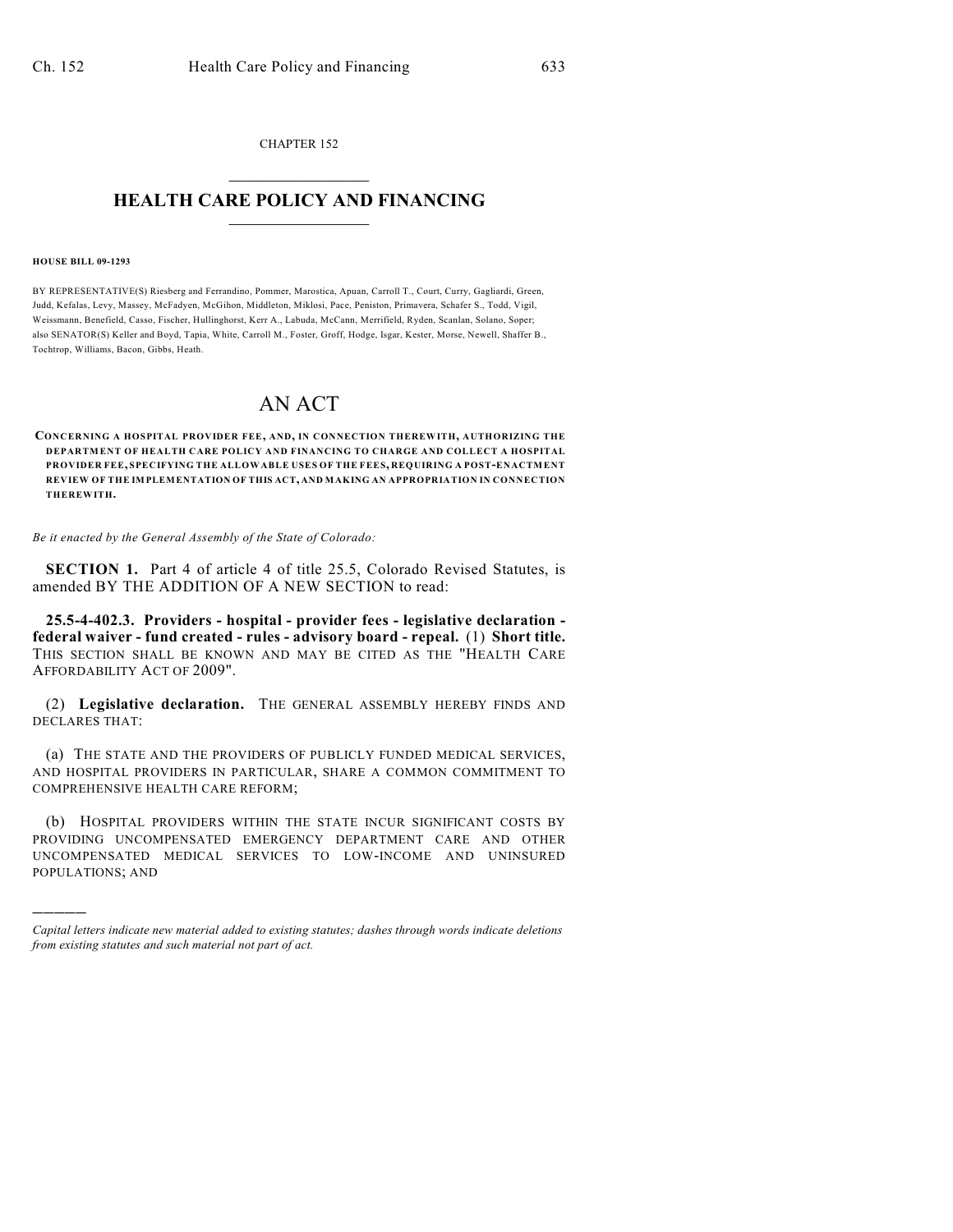CHAPTER 152

# HEALTH CARE POLICY AND FINANCING

**HOUSE BILL 09-1293**

BY REPRESENTATIVE(S) Riesberg and Ferrandino, Pommer, Marostica, Apuan, Carroll T., Court, Curry, Gagliardi, Green, Judd, Kefalas, Levy, Massey, McFadyen, McGihon, Middleton, Miklosi, Pace, Peniston, Primavera, Schafer S., Todd, Vigil, Weissmann, Benefield, Casso, Fischer, Hullinghorst, Kerr A., Labuda, McCann, Merrifield, Ryden, Scanlan, Solano, Soper; also SENATOR(S) Keller and Boyd, Tapia, White, Carroll M., Foster, Groff, Hodge, Isgar, Kester, Morse, Newell, Shaffer B., Tochtrop, Williams, Bacon, Gibbs, Heath.

# AN ACT

**CONCERNING A HOSPITAL PROVIDER FEE, AND, IN CONNECTION THEREWITH, AUTHORIZING THE DEPARTMENT OF HEALTH CARE POLICY AND FINANCING TO CHARGE AND COLLECT A HOSPITAL PROVIDER FEE, SPECIFYING THE ALLOWABLE USES OF THE FEES, REQUIRING A POST-ENACTMENT REVIEW OF THE IMPLEMENTATION OF THIS ACT, AND MAKING AN APPROPRIATION IN CONNECTION THEREWITH.**

*Be it enacted by the General Assembly of the State of Colorado:*

**SECTION 1.** Part 4 of article 4 of title 25.5, Colorado Revised Statutes, is amended BY THE ADDITION OF A NEW SECTION to read:

**25.5-4-402.3. Providers - hospital - provider fees - legislative declaration - federal waiver - fund created - rules - advisory board - repeal.** (1) **Short title.** THIS SECTION SHALL BE KNOWN AND MAY BE CITED AS THE "HEALTH CARE AFFORDABILITY ACT OF 2009".

(2) **Legislative declaration.** THE GENERAL ASSEMBLY HEREBY FINDS AND DECLARES THAT:

(a) THE STATE AND THE PROVIDERS OF PUBLICLY FUNDED MEDICAL SERVICES, AND HOSPITAL PROVIDERS IN PARTICULAR, SHARE A COMMON COMMITMENT TO COMPREHENSIVE HEALTH CARE REFORM;

(b) HOSPITAL PROVIDERS WITHIN THE STATE INCUR SIGNIFICANT COSTS BY PROVIDING UNCOMPENSATED EMERGENCY DEPARTMENT CARE AND OTHER UNCOMPENSATED MEDICAL SERVICES TO LOW-INCOME AND UNINSURED POPULATIONS; AND

---

*Capital letters indicate new material added to existing statutes; dashes through words indicate deletions from existing statutes and such material not part of act.*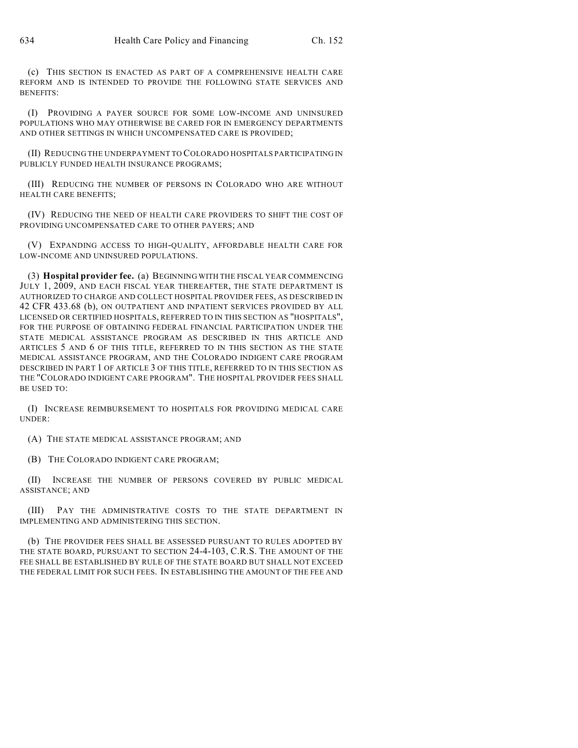(c) THIS SECTION IS ENACTED AS PART OF A COMPREHENSIVE HEALTH CARE REFORM AND IS INTENDED TO PROVIDE THE FOLLOWING STATE SERVICES AND BENEFITS:

(I) PROVIDING A PAYER SOURCE FOR SOME LOW-INCOME AND UNINSURED POPULATIONS WHO MAY OTHERWISE BE CARED FOR IN EMERGENCY DEPARTMENTS AND OTHER SETTINGS IN WHICH UNCOMPENSATED CARE IS PROVIDED;

(II) REDUCING THE UNDERPAYMENT TO COLORADO HOSPITALS PARTICIPATING IN PUBLICLY FUNDED HEALTH INSURANCE PROGRAMS;

(III) REDUCING THE NUMBER OF PERSONS IN COLORADO WHO ARE WITHOUT HEALTH CARE BENEFITS;

(IV) REDUCING THE NEED OF HEALTH CARE PROVIDERS TO SHIFT THE COST OF PROVIDING UNCOMPENSATED CARE TO OTHER PAYERS; AND

(V) EXPANDING ACCESS TO HIGH-QUALITY, AFFORDABLE HEALTH CARE FOR LOW-INCOME AND UNINSURED POPULATIONS.

(3) **Hospital provider fee.** (a) BEGINNING WITH THE FISCAL YEAR COMMENCING JULY 1, 2009, AND EACH FISCAL YEAR THEREAFTER, THE STATE DEPARTMENT IS AUTHORIZED TO CHARGE AND COLLECT HOSPITAL PROVIDER FEES, AS DESCRIBED IN 42 CFR 433.68 (b), ON OUTPATIENT AND INPATIENT SERVICES PROVIDED BY ALL LICENSED OR CERTIFIED HOSPITALS, REFERRED TO IN THIS SECTION AS "HOSPITALS", FOR THE PURPOSE OF OBTAINING FEDERAL FINANCIAL PARTICIPATION UNDER THE STATE MEDICAL ASSISTANCE PROGRAM AS DESCRIBED IN THIS ARTICLE AND ARTICLES 5 AND 6 OF THIS TITLE, REFERRED TO IN THIS SECTION AS THE STATE MEDICAL ASSISTANCE PROGRAM, AND THE COLORADO INDIGENT CARE PROGRAM DESCRIBED IN PART 1 OF ARTICLE 3 OF THIS TITLE, REFERRED TO IN THIS SECTION AS THE "COLORADO INDIGENT CARE PROGRAM". THE HOSPITAL PROVIDER FEES SHALL BE USED TO:

(I) INCREASE REIMBURSEMENT TO HOSPITALS FOR PROVIDING MEDICAL CARE UNDER:

(A) THE STATE MEDICAL ASSISTANCE PROGRAM; AND

(B) THE COLORADO INDIGENT CARE PROGRAM;

(II) INCREASE THE NUMBER OF PERSONS COVERED BY PUBLIC MEDICAL ASSISTANCE; AND

(III) PAY THE ADMINISTRATIVE COSTS TO THE STATE DEPARTMENT IN IMPLEMENTING AND ADMINISTERING THIS SECTION.

(b) THE PROVIDER FEES SHALL BE ASSESSED PURSUANT TO RULES ADOPTED BY THE STATE BOARD, PURSUANT TO SECTION 24-4-103, C.R.S. THE AMOUNT OF THE FEE SHALL BE ESTABLISHED BY RULE OF THE STATE BOARD BUT SHALL NOT EXCEED THE FEDERAL LIMIT FOR SUCH FEES. IN ESTABLISHING THE AMOUNT OF THE FEE AND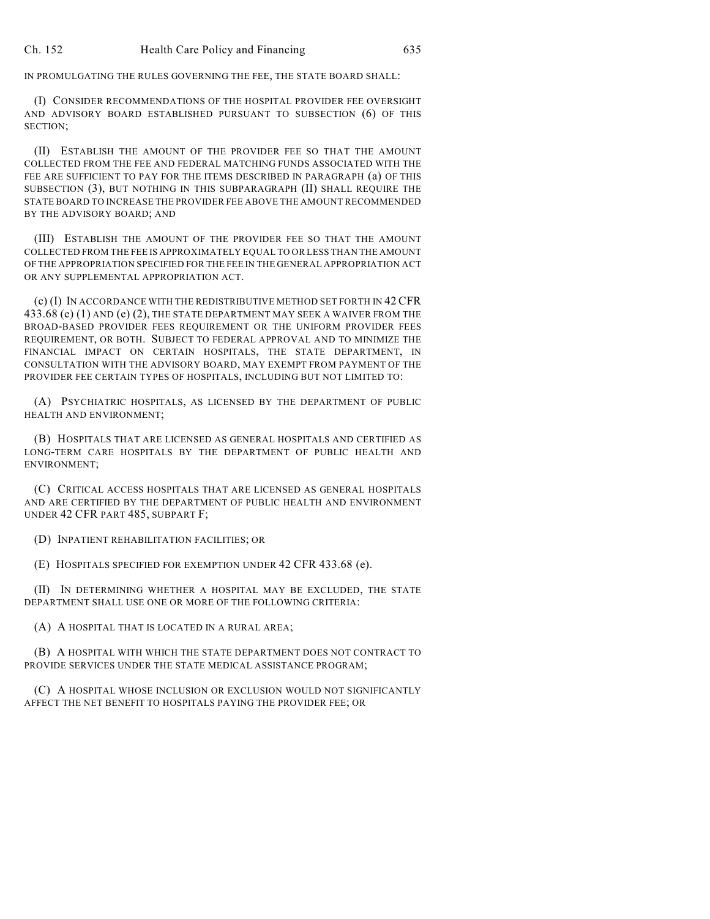IN PROMULGATING THE RULES GOVERNING THE FEE, THE STATE BOARD SHALL:

(I) CONSIDER RECOMMENDATIONS OF THE HOSPITAL PROVIDER FEE OVERSIGHT AND ADVISORY BOARD ESTABLISHED PURSUANT TO SUBSECTION (6) OF THIS SECTION;

(II) ESTABLISH THE AMOUNT OF THE PROVIDER FEE SO THAT THE AMOUNT COLLECTED FROM THE FEE AND FEDERAL MATCHING FUNDS ASSOCIATED WITH THE FEE ARE SUFFICIENT TO PAY FOR THE ITEMS DESCRIBED IN PARAGRAPH (a) OF THIS SUBSECTION (3), BUT NOTHING IN THIS SUBPARAGRAPH (II) SHALL REQUIRE THE STATE BOARD TO INCREASE THE PROVIDER FEE ABOVE THE AMOUNT RECOMMENDED BY THE ADVISORY BOARD; AND

(III) ESTABLISH THE AMOUNT OF THE PROVIDER FEE SO THAT THE AMOUNT COLLECTED FROM THE FEE IS APPROXIMATELY EQUAL TO OR LESS THAN THE AMOUNT OF THE APPROPRIATION SPECIFIED FOR THE FEE IN THE GENERAL APPROPRIATION ACT OR ANY SUPPLEMENTAL APPROPRIATION ACT.

(c) (I) IN ACCORDANCE WITH THE REDISTRIBUTIVE METHOD SET FORTH IN 42 CFR 433.68 (e) (1) AND (e) (2), THE STATE DEPARTMENT MAY SEEK A WAIVER FROM THE BROAD-BASED PROVIDER FEES REQUIREMENT OR THE UNIFORM PROVIDER FEES REQUIREMENT, OR BOTH. SUBJECT TO FEDERAL APPROVAL AND TO MINIMIZE THE FINANCIAL IMPACT ON CERTAIN HOSPITALS, THE STATE DEPARTMENT, IN CONSULTATION WITH THE ADVISORY BOARD, MAY EXEMPT FROM PAYMENT OF THE PROVIDER FEE CERTAIN TYPES OF HOSPITALS, INCLUDING BUT NOT LIMITED TO:

(A) PSYCHIATRIC HOSPITALS, AS LICENSED BY THE DEPARTMENT OF PUBLIC HEALTH AND ENVIRONMENT;

(B) HOSPITALS THAT ARE LICENSED AS GENERAL HOSPITALS AND CERTIFIED AS LONG-TERM CARE HOSPITALS BY THE DEPARTMENT OF PUBLIC HEALTH AND ENVIRONMENT;

(C) CRITICAL ACCESS HOSPITALS THAT ARE LICENSED AS GENERAL HOSPITALS AND ARE CERTIFIED BY THE DEPARTMENT OF PUBLIC HEALTH AND ENVIRONMENT UNDER 42 CFR PART 485, SUBPART F;

(D) INPATIENT REHABILITATION FACILITIES; OR

(E) HOSPITALS SPECIFIED FOR EXEMPTION UNDER 42 CFR 433.68 (e).

(II) IN DETERMINING WHETHER A HOSPITAL MAY BE EXCLUDED, THE STATE DEPARTMENT SHALL USE ONE OR MORE OF THE FOLLOWING CRITERIA:

(A) A HOSPITAL THAT IS LOCATED IN A RURAL AREA;

(B) A HOSPITAL WITH WHICH THE STATE DEPARTMENT DOES NOT CONTRACT TO PROVIDE SERVICES UNDER THE STATE MEDICAL ASSISTANCE PROGRAM;

(C) A HOSPITAL WHOSE INCLUSION OR EXCLUSION WOULD NOT SIGNIFICANTLY AFFECT THE NET BENEFIT TO HOSPITALS PAYING THE PROVIDER FEE; OR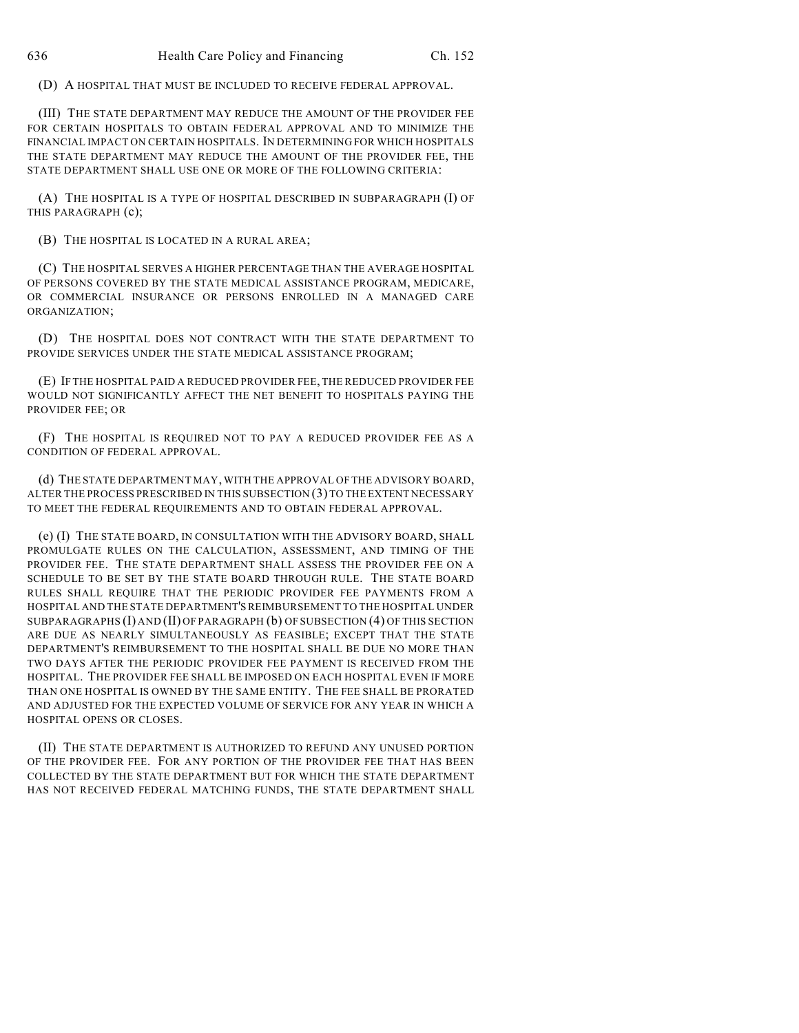(D) A HOSPITAL THAT MUST BE INCLUDED TO RECEIVE FEDERAL APPROVAL.

(III) THE STATE DEPARTMENT MAY REDUCE THE AMOUNT OF THE PROVIDER FEE FOR CERTAIN HOSPITALS TO OBTAIN FEDERAL APPROVAL AND TO MINIMIZE THE FINANCIAL IMPACT ON CERTAIN HOSPITALS. IN DETERMINING FOR WHICH HOSPITALS THE STATE DEPARTMENT MAY REDUCE THE AMOUNT OF THE PROVIDER FEE, THE STATE DEPARTMENT SHALL USE ONE OR MORE OF THE FOLLOWING CRITERIA:

(A) THE HOSPITAL IS A TYPE OF HOSPITAL DESCRIBED IN SUBPARAGRAPH (I) OF THIS PARAGRAPH (c);

(B) THE HOSPITAL IS LOCATED IN A RURAL AREA;

(C) THE HOSPITAL SERVES A HIGHER PERCENTAGE THAN THE AVERAGE HOSPITAL OF PERSONS COVERED BY THE STATE MEDICAL ASSISTANCE PROGRAM, MEDICARE, OR COMMERCIAL INSURANCE OR PERSONS ENROLLED IN A MANAGED CARE ORGANIZATION;

(D) THE HOSPITAL DOES NOT CONTRACT WITH THE STATE DEPARTMENT TO PROVIDE SERVICES UNDER THE STATE MEDICAL ASSISTANCE PROGRAM;

(E) IF THE HOSPITAL PAID A REDUCED PROVIDER FEE, THE REDUCED PROVIDER FEE WOULD NOT SIGNIFICANTLY AFFECT THE NET BENEFIT TO HOSPITALS PAYING THE PROVIDER FEE; OR

(F) THE HOSPITAL IS REQUIRED NOT TO PAY A REDUCED PROVIDER FEE AS A CONDITION OF FEDERAL APPROVAL.

(d) THE STATE DEPARTMENT MAY, WITH THE APPROVAL OF THE ADVISORY BOARD, ALTER THE PROCESS PRESCRIBED IN THIS SUBSECTION (3) TO THE EXTENT NECESSARY TO MEET THE FEDERAL REQUIREMENTS AND TO OBTAIN FEDERAL APPROVAL.

(e) (I) THE STATE BOARD, IN CONSULTATION WITH THE ADVISORY BOARD, SHALL PROMULGATE RULES ON THE CALCULATION, ASSESSMENT, AND TIMING OF THE PROVIDER FEE. THE STATE DEPARTMENT SHALL ASSESS THE PROVIDER FEE ON A SCHEDULE TO BE SET BY THE STATE BOARD THROUGH RULE. THE STATE BOARD RULES SHALL REQUIRE THAT THE PERIODIC PROVIDER FEE PAYMENTS FROM A HOSPITAL AND THE STATE DEPARTMENT'S REIMBURSEMENT TO THE HOSPITAL UNDER SUBPARAGRAPHS (I) AND (II) OF PARAGRAPH (b) OF SUBSECTION (4) OF THIS SECTION ARE DUE AS NEARLY SIMULTANEOUSLY AS FEASIBLE; EXCEPT THAT THE STATE DEPARTMENT'S REIMBURSEMENT TO THE HOSPITAL SHALL BE DUE NO MORE THAN TWO DAYS AFTER THE PERIODIC PROVIDER FEE PAYMENT IS RECEIVED FROM THE HOSPITAL. THE PROVIDER FEE SHALL BE IMPOSED ON EACH HOSPITAL EVEN IF MORE THAN ONE HOSPITAL IS OWNED BY THE SAME ENTITY. THE FEE SHALL BE PRORATED AND ADJUSTED FOR THE EXPECTED VOLUME OF SERVICE FOR ANY YEAR IN WHICH A HOSPITAL OPENS OR CLOSES.

(II) THE STATE DEPARTMENT IS AUTHORIZED TO REFUND ANY UNUSED PORTION OF THE PROVIDER FEE. FOR ANY PORTION OF THE PROVIDER FEE THAT HAS BEEN COLLECTED BY THE STATE DEPARTMENT BUT FOR WHICH THE STATE DEPARTMENT HAS NOT RECEIVED FEDERAL MATCHING FUNDS, THE STATE DEPARTMENT SHALL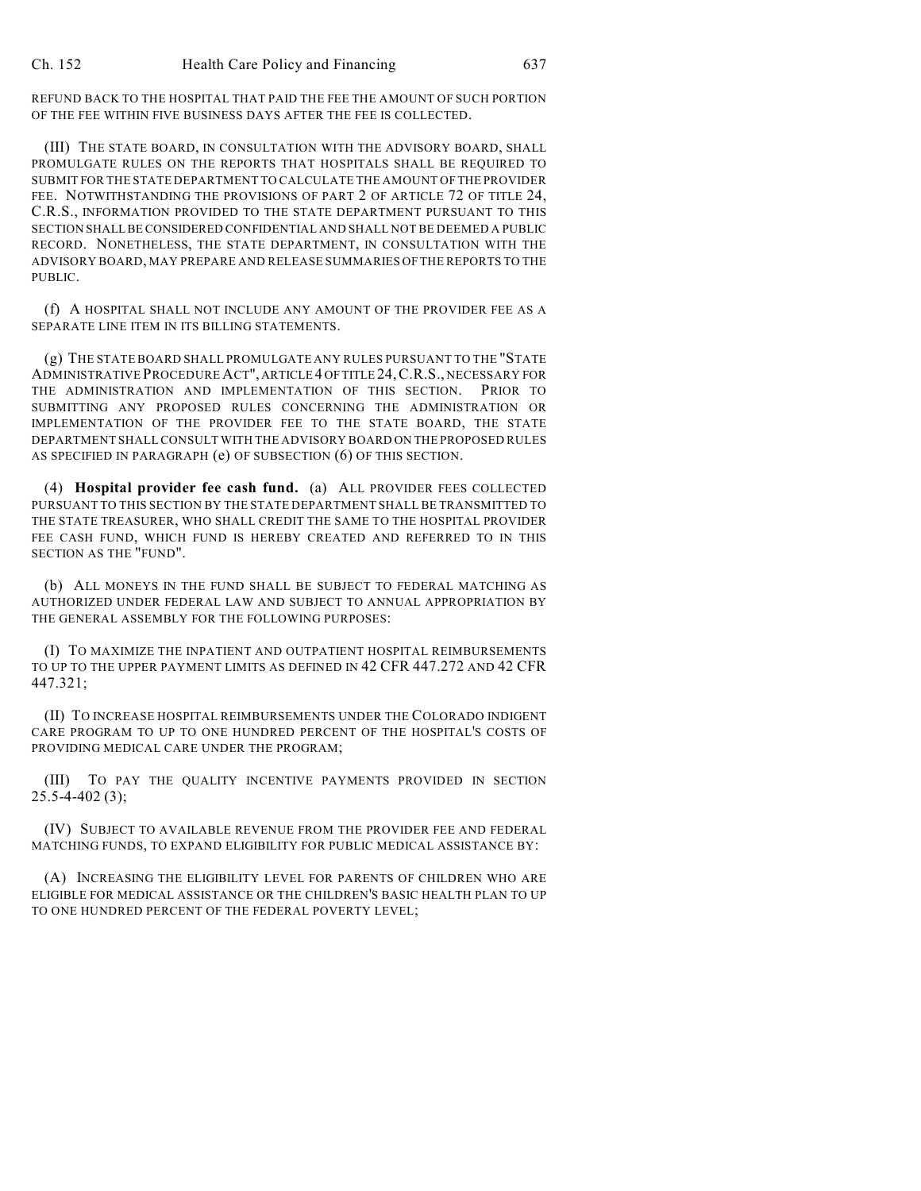REFUND BACK TO THE HOSPITAL THAT PAID THE FEE THE AMOUNT OF SUCH PORTION OF THE FEE WITHIN FIVE BUSINESS DAYS AFTER THE FEE IS COLLECTED.

(III) THE STATE BOARD, IN CONSULTATION WITH THE ADVISORY BOARD, SHALL PROMULGATE RULES ON THE REPORTS THAT HOSPITALS SHALL BE REQUIRED TO SUBMIT FOR THE STATE DEPARTMENT TO CALCULATE THE AMOUNT OF THE PROVIDER FEE. NOTWITHSTANDING THE PROVISIONS OF PART 2 OF ARTICLE 72 OF TITLE 24, C.R.S., INFORMATION PROVIDED TO THE STATE DEPARTMENT PURSUANT TO THIS SECTION SHALL BE CONSIDERED CONFIDENTIAL AND SHALL NOT BE DEEMED A PUBLIC RECORD. NONETHELESS, THE STATE DEPARTMENT, IN CONSULTATION WITH THE ADVISORY BOARD, MAY PREPARE AND RELEASE SUMMARIES OF THE REPORTS TO THE PUBLIC.

(f) A HOSPITAL SHALL NOT INCLUDE ANY AMOUNT OF THE PROVIDER FEE AS A SEPARATE LINE ITEM IN ITS BILLING STATEMENTS.

(g) THE STATE BOARD SHALL PROMULGATE ANY RULES PURSUANT TO THE "STATE ADMINISTRATIVE PROCEDURE ACT", ARTICLE 4 OF TITLE 24, C.R.S., NECESSARY FOR THE ADMINISTRATION AND IMPLEMENTATION OF THIS SECTION. PRIOR TO SUBMITTING ANY PROPOSED RULES CONCERNING THE ADMINISTRATION OR IMPLEMENTATION OF THE PROVIDER FEE TO THE STATE BOARD, THE STATE DEPARTMENT SHALL CONSULT WITH THE ADVISORY BOARD ON THE PROPOSED RULES AS SPECIFIED IN PARAGRAPH (e) OF SUBSECTION (6) OF THIS SECTION.

(4) **Hospital provider fee cash fund.** (a) ALL PROVIDER FEES COLLECTED PURSUANT TO THIS SECTION BY THE STATE DEPARTMENT SHALL BE TRANSMITTED TO THE STATE TREASURER, WHO SHALL CREDIT THE SAME TO THE HOSPITAL PROVIDER FEE CASH FUND, WHICH FUND IS HEREBY CREATED AND REFERRED TO IN THIS SECTION AS THE "FUND".

(b) ALL MONEYS IN THE FUND SHALL BE SUBJECT TO FEDERAL MATCHING AS AUTHORIZED UNDER FEDERAL LAW AND SUBJECT TO ANNUAL APPROPRIATION BY THE GENERAL ASSEMBLY FOR THE FOLLOWING PURPOSES:

(I) TO MAXIMIZE THE INPATIENT AND OUTPATIENT HOSPITAL REIMBURSEMENTS TO UP TO THE UPPER PAYMENT LIMITS AS DEFINED IN 42 CFR 447.272 AND 42 CFR 447.321;

(II) TO INCREASE HOSPITAL REIMBURSEMENTS UNDER THE COLORADO INDIGENT CARE PROGRAM TO UP TO ONE HUNDRED PERCENT OF THE HOSPITAL'S COSTS OF PROVIDING MEDICAL CARE UNDER THE PROGRAM;

(III) TO PAY THE QUALITY INCENTIVE PAYMENTS PROVIDED IN SECTION 25.5-4-402 (3);

(IV) SUBJECT TO AVAILABLE REVENUE FROM THE PROVIDER FEE AND FEDERAL MATCHING FUNDS, TO EXPAND ELIGIBILITY FOR PUBLIC MEDICAL ASSISTANCE BY:

(A) INCREASING THE ELIGIBILITY LEVEL FOR PARENTS OF CHILDREN WHO ARE ELIGIBLE FOR MEDICAL ASSISTANCE OR THE CHILDREN'S BASIC HEALTH PLAN TO UP TO ONE HUNDRED PERCENT OF THE FEDERAL POVERTY LEVEL;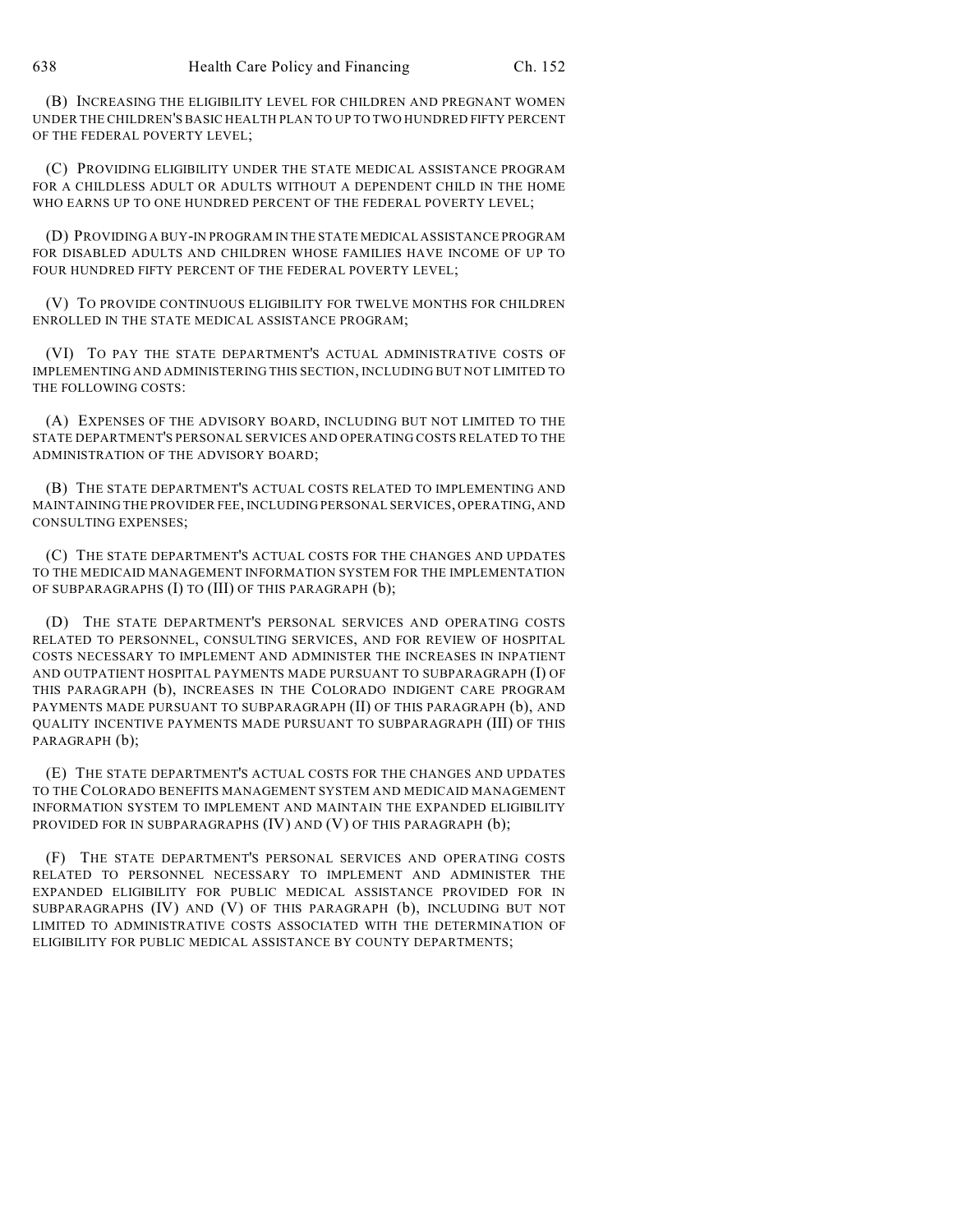(B) INCREASING THE ELIGIBILITY LEVEL FOR CHILDREN AND PREGNANT WOMEN UNDER THE CHILDREN'S BASIC HEALTH PLAN TO UP TO TWO HUNDRED FIFTY PERCENT OF THE FEDERAL POVERTY LEVEL;

(C) PROVIDING ELIGIBILITY UNDER THE STATE MEDICAL ASSISTANCE PROGRAM FOR A CHILDLESS ADULT OR ADULTS WITHOUT A DEPENDENT CHILD IN THE HOME WHO EARNS UP TO ONE HUNDRED PERCENT OF THE FEDERAL POVERTY LEVEL;

(D) PROVIDING A BUY-IN PROGRAM IN THE STATE MEDICAL ASSISTANCE PROGRAM FOR DISABLED ADULTS AND CHILDREN WHOSE FAMILIES HAVE INCOME OF UP TO FOUR HUNDRED FIFTY PERCENT OF THE FEDERAL POVERTY LEVEL;

(V) TO PROVIDE CONTINUOUS ELIGIBILITY FOR TWELVE MONTHS FOR CHILDREN ENROLLED IN THE STATE MEDICAL ASSISTANCE PROGRAM;

(VI) TO PAY THE STATE DEPARTMENT'S ACTUAL ADMINISTRATIVE COSTS OF IMPLEMENTING AND ADMINISTERING THIS SECTION, INCLUDING BUT NOT LIMITED TO THE FOLLOWING COSTS:

(A) EXPENSES OF THE ADVISORY BOARD, INCLUDING BUT NOT LIMITED TO THE STATE DEPARTMENT'S PERSONAL SERVICES AND OPERATING COSTS RELATED TO THE ADMINISTRATION OF THE ADVISORY BOARD;

(B) THE STATE DEPARTMENT'S ACTUAL COSTS RELATED TO IMPLEMENTING AND MAINTAINING THE PROVIDER FEE, INCLUDING PERSONAL SERVICES, OPERATING, AND CONSULTING EXPENSES;

(C) THE STATE DEPARTMENT'S ACTUAL COSTS FOR THE CHANGES AND UPDATES TO THE MEDICAID MANAGEMENT INFORMATION SYSTEM FOR THE IMPLEMENTATION OF SUBPARAGRAPHS (I) TO (III) OF THIS PARAGRAPH (b);

(D) THE STATE DEPARTMENT'S PERSONAL SERVICES AND OPERATING COSTS RELATED TO PERSONNEL, CONSULTING SERVICES, AND FOR REVIEW OF HOSPITAL COSTS NECESSARY TO IMPLEMENT AND ADMINISTER THE INCREASES IN INPATIENT AND OUTPATIENT HOSPITAL PAYMENTS MADE PURSUANT TO SUBPARAGRAPH (I) OF THIS PARAGRAPH (b), INCREASES IN THE COLORADO INDIGENT CARE PROGRAM PAYMENTS MADE PURSUANT TO SUBPARAGRAPH (II) OF THIS PARAGRAPH (b), AND QUALITY INCENTIVE PAYMENTS MADE PURSUANT TO SUBPARAGRAPH (III) OF THIS PARAGRAPH (b);

(E) THE STATE DEPARTMENT'S ACTUAL COSTS FOR THE CHANGES AND UPDATES TO THE COLORADO BENEFITS MANAGEMENT SYSTEM AND MEDICAID MANAGEMENT INFORMATION SYSTEM TO IMPLEMENT AND MAINTAIN THE EXPANDED ELIGIBILITY PROVIDED FOR IN SUBPARAGRAPHS (IV) AND (V) OF THIS PARAGRAPH (b);

(F) THE STATE DEPARTMENT'S PERSONAL SERVICES AND OPERATING COSTS RELATED TO PERSONNEL NECESSARY TO IMPLEMENT AND ADMINISTER THE EXPANDED ELIGIBILITY FOR PUBLIC MEDICAL ASSISTANCE PROVIDED FOR IN SUBPARAGRAPHS (IV) AND (V) OF THIS PARAGRAPH (b), INCLUDING BUT NOT LIMITED TO ADMINISTRATIVE COSTS ASSOCIATED WITH THE DETERMINATION OF ELIGIBILITY FOR PUBLIC MEDICAL ASSISTANCE BY COUNTY DEPARTMENTS;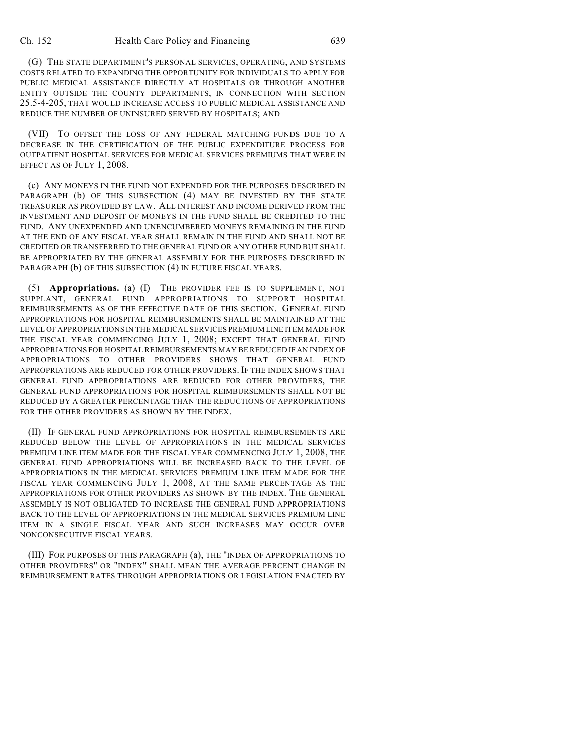(G) THE STATE DEPARTMENT'S PERSONAL SERVICES, OPERATING, AND SYSTEMS COSTS RELATED TO EXPANDING THE OPPORTUNITY FOR INDIVIDUALS TO APPLY FOR PUBLIC MEDICAL ASSISTANCE DIRECTLY AT HOSPITALS OR THROUGH ANOTHER ENTITY OUTSIDE THE COUNTY DEPARTMENTS, IN CONNECTION WITH SECTION 25.5-4-205, THAT WOULD INCREASE ACCESS TO PUBLIC MEDICAL ASSISTANCE AND REDUCE THE NUMBER OF UNINSURED SERVED BY HOSPITALS; AND

(VII) TO OFFSET THE LOSS OF ANY FEDERAL MATCHING FUNDS DUE TO A DECREASE IN THE CERTIFICATION OF THE PUBLIC EXPENDITURE PROCESS FOR OUTPATIENT HOSPITAL SERVICES FOR MEDICAL SERVICES PREMIUMS THAT WERE IN EFFECT AS OF JULY 1, 2008.

(c) ANY MONEYS IN THE FUND NOT EXPENDED FOR THE PURPOSES DESCRIBED IN PARAGRAPH (b) OF THIS SUBSECTION (4) MAY BE INVESTED BY THE STATE TREASURER AS PROVIDED BY LAW. ALL INTEREST AND INCOME DERIVED FROM THE INVESTMENT AND DEPOSIT OF MONEYS IN THE FUND SHALL BE CREDITED TO THE FUND. ANY UNEXPENDED AND UNENCUMBERED MONEYS REMAINING IN THE FUND AT THE END OF ANY FISCAL YEAR SHALL REMAIN IN THE FUND AND SHALL NOT BE CREDITED OR TRANSFERRED TO THE GENERAL FUND OR ANY OTHER FUND BUT SHALL BE APPROPRIATED BY THE GENERAL ASSEMBLY FOR THE PURPOSES DESCRIBED IN PARAGRAPH (b) OF THIS SUBSECTION (4) IN FUTURE FISCAL YEARS.

(5) **Appropriations.** (a) (I) THE PROVIDER FEE IS TO SUPPLEMENT, NOT SUPPLANT, GENERAL FUND APPROPRIATIONS TO SUPPORT HOSPITAL REIMBURSEMENTS AS OF THE EFFECTIVE DATE OF THIS SECTION. GENERAL FUND APPROPRIATIONS FOR HOSPITAL REIMBURSEMENTS SHALL BE MAINTAINED AT THE LEVEL OF APPROPRIATIONS IN THE MEDICAL SERVICES PREMIUM LINE ITEM MADE FOR THE FISCAL YEAR COMMENCING JULY 1, 2008; EXCEPT THAT GENERAL FUND APPROPRIATIONS FOR HOSPITAL REIMBURSEMENTS MAY BE REDUCED IF AN INDEX OF APPROPRIATIONS TO OTHER PROVIDERS SHOWS THAT GENERAL FUND APPROPRIATIONS ARE REDUCED FOR OTHER PROVIDERS. IF THE INDEX SHOWS THAT GENERAL FUND APPROPRIATIONS ARE REDUCED FOR OTHER PROVIDERS, THE GENERAL FUND APPROPRIATIONS FOR HOSPITAL REIMBURSEMENTS SHALL NOT BE REDUCED BY A GREATER PERCENTAGE THAN THE REDUCTIONS OF APPROPRIATIONS FOR THE OTHER PROVIDERS AS SHOWN BY THE INDEX.

(II) IF GENERAL FUND APPROPRIATIONS FOR HOSPITAL REIMBURSEMENTS ARE REDUCED BELOW THE LEVEL OF APPROPRIATIONS IN THE MEDICAL SERVICES PREMIUM LINE ITEM MADE FOR THE FISCAL YEAR COMMENCING JULY 1, 2008, THE GENERAL FUND APPROPRIATIONS WILL BE INCREASED BACK TO THE LEVEL OF APPROPRIATIONS IN THE MEDICAL SERVICES PREMIUM LINE ITEM MADE FOR THE FISCAL YEAR COMMENCING JULY 1, 2008, AT THE SAME PERCENTAGE AS THE APPROPRIATIONS FOR OTHER PROVIDERS AS SHOWN BY THE INDEX. THE GENERAL ASSEMBLY IS NOT OBLIGATED TO INCREASE THE GENERAL FUND APPROPRIATIONS BACK TO THE LEVEL OF APPROPRIATIONS IN THE MEDICAL SERVICES PREMIUM LINE ITEM IN A SINGLE FISCAL YEAR AND SUCH INCREASES MAY OCCUR OVER NONCONSECUTIVE FISCAL YEARS.

(III) FOR PURPOSES OF THIS PARAGRAPH (a), THE "INDEX OF APPROPRIATIONS TO OTHER PROVIDERS" OR "INDEX" SHALL MEAN THE AVERAGE PERCENT CHANGE IN REIMBURSEMENT RATES THROUGH APPROPRIATIONS OR LEGISLATION ENACTED BY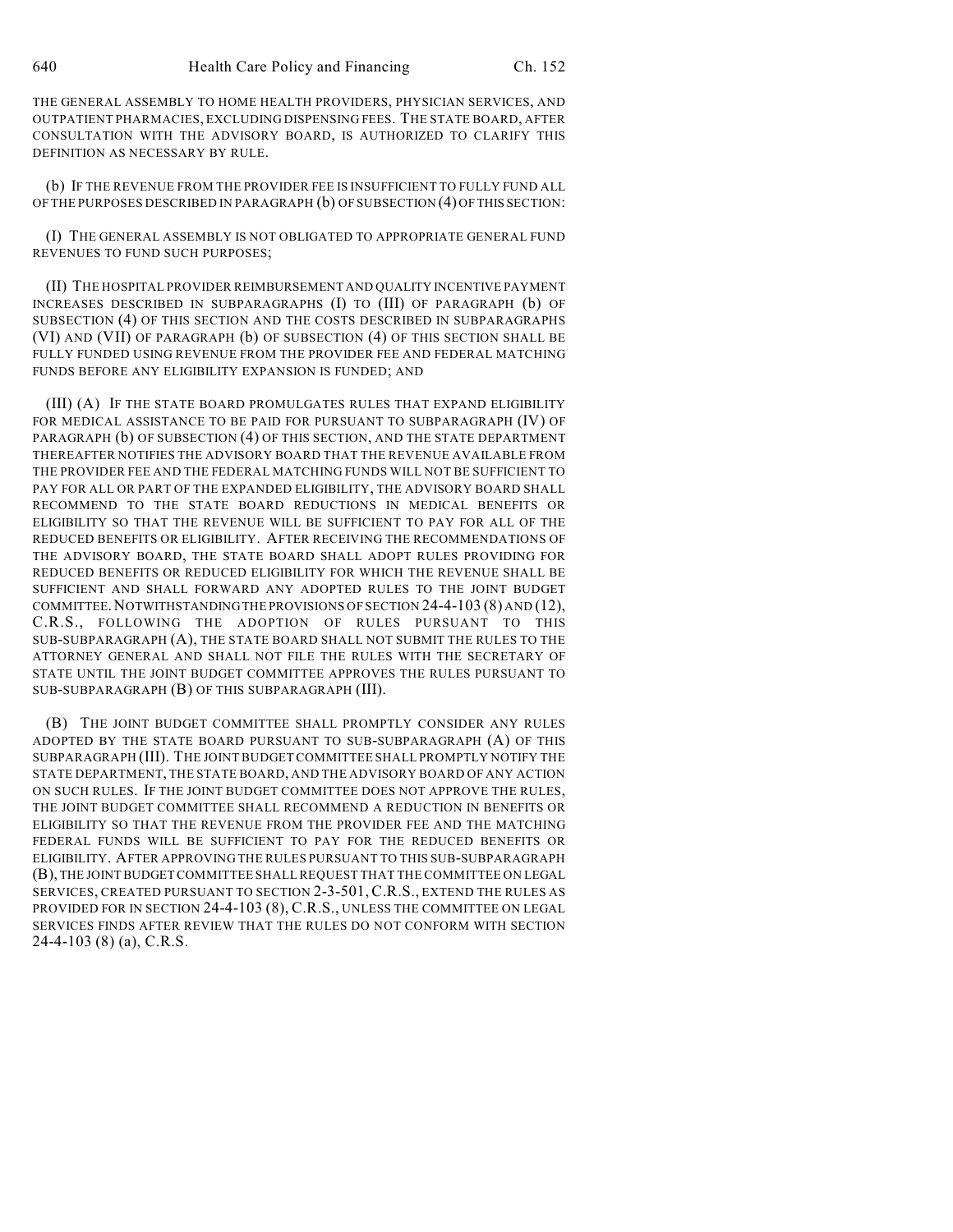THE GENERAL ASSEMBLY TO HOME HEALTH PROVIDERS, PHYSICIAN SERVICES, AND OUTPATIENT PHARMACIES, EXCLUDING DISPENSING FEES. THE STATE BOARD, AFTER CONSULTATION WITH THE ADVISORY BOARD, IS AUTHORIZED TO CLARIFY THIS DEFINITION AS NECESSARY BY RULE.

(b) IF THE REVENUE FROM THE PROVIDER FEE IS INSUFFICIENT TO FULLY FUND ALL OF THE PURPOSES DESCRIBED IN PARAGRAPH (b) OF SUBSECTION (4) OF THIS SECTION:

(I) THE GENERAL ASSEMBLY IS NOT OBLIGATED TO APPROPRIATE GENERAL FUND REVENUES TO FUND SUCH PURPOSES;

(II) THE HOSPITAL PROVIDER REIMBURSEMENT AND QUALITY INCENTIVE PAYMENT INCREASES DESCRIBED IN SUBPARAGRAPHS (I) TO (III) OF PARAGRAPH (b) OF SUBSECTION (4) OF THIS SECTION AND THE COSTS DESCRIBED IN SUBPARAGRAPHS (VI) AND (VII) OF PARAGRAPH (b) OF SUBSECTION (4) OF THIS SECTION SHALL BE FULLY FUNDED USING REVENUE FROM THE PROVIDER FEE AND FEDERAL MATCHING FUNDS BEFORE ANY ELIGIBILITY EXPANSION IS FUNDED; AND

(III) (A) IF THE STATE BOARD PROMULGATES RULES THAT EXPAND ELIGIBILITY FOR MEDICAL ASSISTANCE TO BE PAID FOR PURSUANT TO SUBPARAGRAPH (IV) OF PARAGRAPH (b) OF SUBSECTION (4) OF THIS SECTION, AND THE STATE DEPARTMENT THEREAFTER NOTIFIES THE ADVISORY BOARD THAT THE REVENUE AVAILABLE FROM THE PROVIDER FEE AND THE FEDERAL MATCHING FUNDS WILL NOT BE SUFFICIENT TO PAY FOR ALL OR PART OF THE EXPANDED ELIGIBILITY, THE ADVISORY BOARD SHALL RECOMMEND TO THE STATE BOARD REDUCTIONS IN MEDICAL BENEFITS OR ELIGIBILITY SO THAT THE REVENUE WILL BE SUFFICIENT TO PAY FOR ALL OF THE REDUCED BENEFITS OR ELIGIBILITY. AFTER RECEIVING THE RECOMMENDATIONS OF THE ADVISORY BOARD, THE STATE BOARD SHALL ADOPT RULES PROVIDING FOR REDUCED BENEFITS OR REDUCED ELIGIBILITY FOR WHICH THE REVENUE SHALL BE SUFFICIENT AND SHALL FORWARD ANY ADOPTED RULES TO THE JOINT BUDGET COMMITTEE. NOTWITHSTANDING THE PROVISIONS OF SECTION 24-4-103 (8) AND (12), C.R.S., FOLLOWING THE ADOPTION OF RULES PURSUANT TO THIS SUB-SUBPARAGRAPH (A), THE STATE BOARD SHALL NOT SUBMIT THE RULES TO THE ATTORNEY GENERAL AND SHALL NOT FILE THE RULES WITH THE SECRETARY OF STATE UNTIL THE JOINT BUDGET COMMITTEE APPROVES THE RULES PURSUANT TO SUB-SUBPARAGRAPH (B) OF THIS SUBPARAGRAPH (III).

(B) THE JOINT BUDGET COMMITTEE SHALL PROMPTLY CONSIDER ANY RULES ADOPTED BY THE STATE BOARD PURSUANT TO SUB-SUBPARAGRAPH (A) OF THIS SUBPARAGRAPH (III). THE JOINT BUDGET COMMITTEE SHALL PROMPTLY NOTIFY THE STATE DEPARTMENT, THE STATE BOARD, AND THE ADVISORY BOARD OF ANY ACTION ON SUCH RULES. IF THE JOINT BUDGET COMMITTEE DOES NOT APPROVE THE RULES, THE JOINT BUDGET COMMITTEE SHALL RECOMMEND A REDUCTION IN BENEFITS OR ELIGIBILITY SO THAT THE REVENUE FROM THE PROVIDER FEE AND THE MATCHING FEDERAL FUNDS WILL BE SUFFICIENT TO PAY FOR THE REDUCED BENEFITS OR ELIGIBILITY. AFTER APPROVING THE RULES PURSUANT TO THIS SUB-SUBPARAGRAPH (B), THE JOINT BUDGET COMMITTEE SHALL REQUEST THAT THE COMMITTEE ON LEGAL SERVICES, CREATED PURSUANT TO SECTION 2-3-501, C.R.S., EXTEND THE RULES AS PROVIDED FOR IN SECTION 24-4-103 (8), C.R.S., UNLESS THE COMMITTEE ON LEGAL SERVICES FINDS AFTER REVIEW THAT THE RULES DO NOT CONFORM WITH SECTION 24-4-103 (8) (a), C.R.S.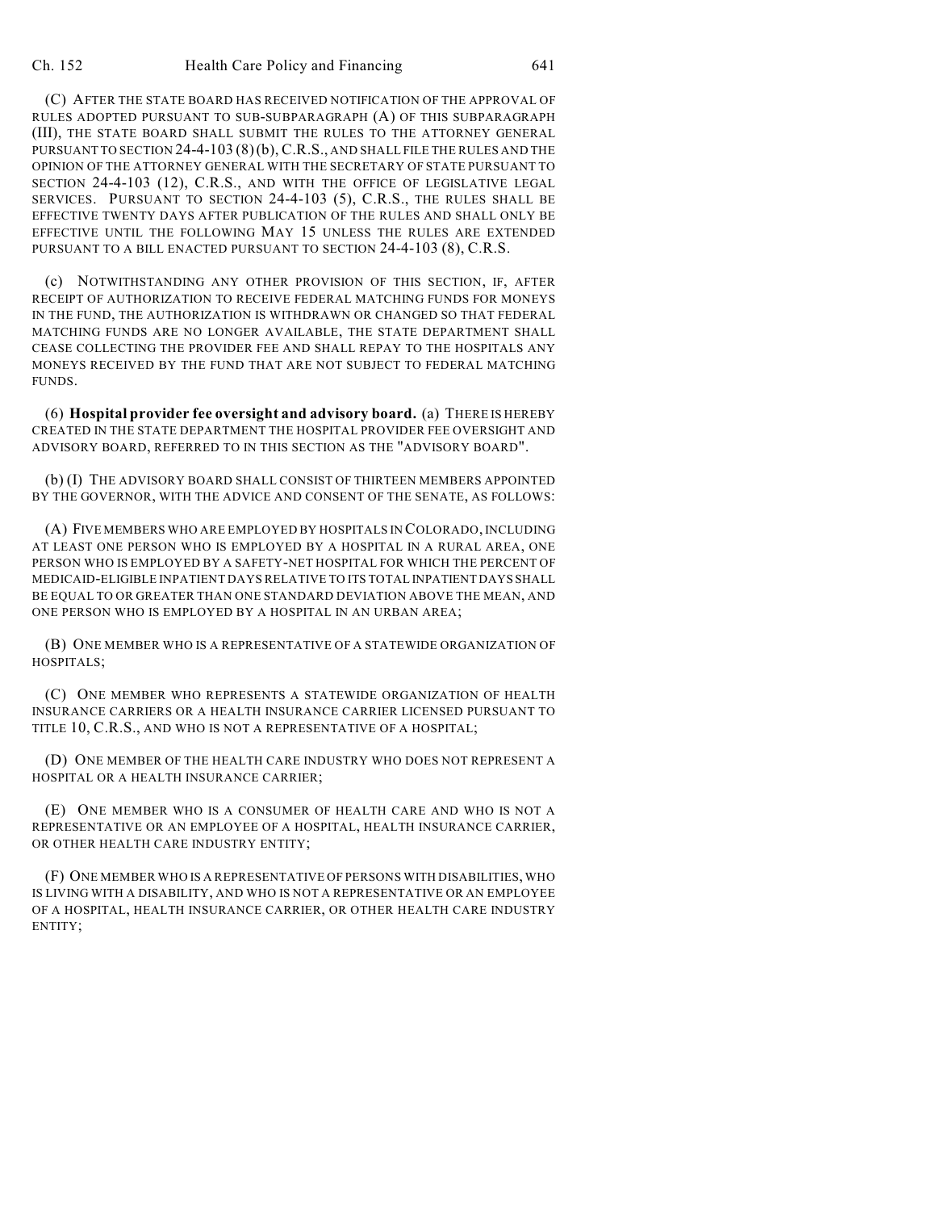(C) AFTER THE STATE BOARD HAS RECEIVED NOTIFICATION OF THE APPROVAL OF RULES ADOPTED PURSUANT TO SUB-SUBPARAGRAPH (A) OF THIS SUBPARAGRAPH (III), THE STATE BOARD SHALL SUBMIT THE RULES TO THE ATTORNEY GENERAL PURSUANT TO SECTION 24-4-103 (8)(b), C.R.S., AND SHALL FILE THE RULES AND THE OPINION OF THE ATTORNEY GENERAL WITH THE SECRETARY OF STATE PURSUANT TO SECTION 24-4-103 (12), C.R.S., AND WITH THE OFFICE OF LEGISLATIVE LEGAL SERVICES. PURSUANT TO SECTION 24-4-103 (5), C.R.S., THE RULES SHALL BE EFFECTIVE TWENTY DAYS AFTER PUBLICATION OF THE RULES AND SHALL ONLY BE EFFECTIVE UNTIL THE FOLLOWING MAY 15 UNLESS THE RULES ARE EXTENDED PURSUANT TO A BILL ENACTED PURSUANT TO SECTION 24-4-103 (8), C.R.S.

(c) NOTWITHSTANDING ANY OTHER PROVISION OF THIS SECTION, IF, AFTER RECEIPT OF AUTHORIZATION TO RECEIVE FEDERAL MATCHING FUNDS FOR MONEYS IN THE FUND, THE AUTHORIZATION IS WITHDRAWN OR CHANGED SO THAT FEDERAL MATCHING FUNDS ARE NO LONGER AVAILABLE, THE STATE DEPARTMENT SHALL CEASE COLLECTING THE PROVIDER FEE AND SHALL REPAY TO THE HOSPITALS ANY MONEYS RECEIVED BY THE FUND THAT ARE NOT SUBJECT TO FEDERAL MATCHING FUNDS.

(6) **Hospital provider fee oversight and advisory board.** (a) THERE IS HEREBY CREATED IN THE STATE DEPARTMENT THE HOSPITAL PROVIDER FEE OVERSIGHT AND ADVISORY BOARD, REFERRED TO IN THIS SECTION AS THE "ADVISORY BOARD".

(b) (I) THE ADVISORY BOARD SHALL CONSIST OF THIRTEEN MEMBERS APPOINTED BY THE GOVERNOR, WITH THE ADVICE AND CONSENT OF THE SENATE, AS FOLLOWS:

(A) FIVE MEMBERS WHO ARE EMPLOYED BY HOSPITALS IN COLORADO, INCLUDING AT LEAST ONE PERSON WHO IS EMPLOYED BY A HOSPITAL IN A RURAL AREA, ONE PERSON WHO IS EMPLOYED BY A SAFETY-NET HOSPITAL FOR WHICH THE PERCENT OF MEDICAID-ELIGIBLE INPATIENT DAYS RELATIVE TO ITS TOTAL INPATIENT DAYS SHALL BE EQUAL TO OR GREATER THAN ONE STANDARD DEVIATION ABOVE THE MEAN, AND ONE PERSON WHO IS EMPLOYED BY A HOSPITAL IN AN URBAN AREA;

(B) ONE MEMBER WHO IS A REPRESENTATIVE OF A STATEWIDE ORGANIZATION OF HOSPITALS;

(C) ONE MEMBER WHO REPRESENTS A STATEWIDE ORGANIZATION OF HEALTH INSURANCE CARRIERS OR A HEALTH INSURANCE CARRIER LICENSED PURSUANT TO TITLE 10, C.R.S., AND WHO IS NOT A REPRESENTATIVE OF A HOSPITAL;

(D) ONE MEMBER OF THE HEALTH CARE INDUSTRY WHO DOES NOT REPRESENT A HOSPITAL OR A HEALTH INSURANCE CARRIER;

(E) ONE MEMBER WHO IS A CONSUMER OF HEALTH CARE AND WHO IS NOT A REPRESENTATIVE OR AN EMPLOYEE OF A HOSPITAL, HEALTH INSURANCE CARRIER, OR OTHER HEALTH CARE INDUSTRY ENTITY;

(F) ONE MEMBER WHO IS A REPRESENTATIVE OF PERSONS WITH DISABILITIES, WHO IS LIVING WITH A DISABILITY, AND WHO IS NOT A REPRESENTATIVE OR AN EMPLOYEE OF A HOSPITAL, HEALTH INSURANCE CARRIER, OR OTHER HEALTH CARE INDUSTRY ENTITY;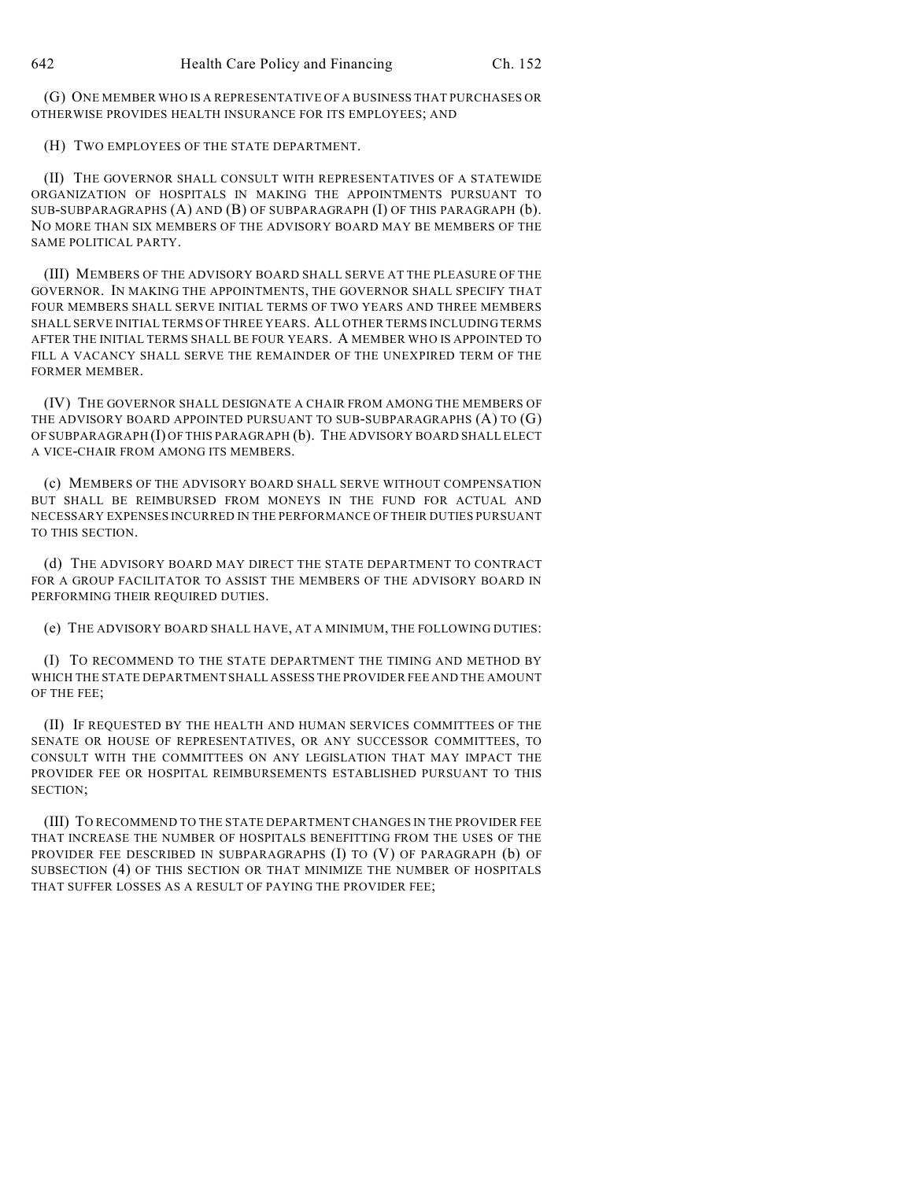(G) ONE MEMBER WHO IS A REPRESENTATIVE OF A BUSINESS THAT PURCHASES OR OTHERWISE PROVIDES HEALTH INSURANCE FOR ITS EMPLOYEES; AND

(H) TWO EMPLOYEES OF THE STATE DEPARTMENT.

(II) THE GOVERNOR SHALL CONSULT WITH REPRESENTATIVES OF A STATEWIDE ORGANIZATION OF HOSPITALS IN MAKING THE APPOINTMENTS PURSUANT TO SUB-SUBPARAGRAPHS (A) AND (B) OF SUBPARAGRAPH (I) OF THIS PARAGRAPH (b). NO MORE THAN SIX MEMBERS OF THE ADVISORY BOARD MAY BE MEMBERS OF THE SAME POLITICAL PARTY.

(III) MEMBERS OF THE ADVISORY BOARD SHALL SERVE AT THE PLEASURE OF THE GOVERNOR. IN MAKING THE APPOINTMENTS, THE GOVERNOR SHALL SPECIFY THAT FOUR MEMBERS SHALL SERVE INITIAL TERMS OF TWO YEARS AND THREE MEMBERS SHALL SERVE INITIAL TERMS OF THREE YEARS. ALL OTHER TERMS INCLUDING TERMS AFTER THE INITIAL TERMS SHALL BE FOUR YEARS. A MEMBER WHO IS APPOINTED TO FILL A VACANCY SHALL SERVE THE REMAINDER OF THE UNEXPIRED TERM OF THE FORMER MEMBER.

(IV) THE GOVERNOR SHALL DESIGNATE A CHAIR FROM AMONG THE MEMBERS OF THE ADVISORY BOARD APPOINTED PURSUANT TO SUB-SUBPARAGRAPHS (A) TO (G) OF SUBPARAGRAPH (I) OF THIS PARAGRAPH (b). THE ADVISORY BOARD SHALL ELECT A VICE-CHAIR FROM AMONG ITS MEMBERS.

(c) MEMBERS OF THE ADVISORY BOARD SHALL SERVE WITHOUT COMPENSATION BUT SHALL BE REIMBURSED FROM MONEYS IN THE FUND FOR ACTUAL AND NECESSARY EXPENSES INCURRED IN THE PERFORMANCE OF THEIR DUTIES PURSUANT TO THIS SECTION.

(d) THE ADVISORY BOARD MAY DIRECT THE STATE DEPARTMENT TO CONTRACT FOR A GROUP FACILITATOR TO ASSIST THE MEMBERS OF THE ADVISORY BOARD IN PERFORMING THEIR REQUIRED DUTIES.

(e) THE ADVISORY BOARD SHALL HAVE, AT A MINIMUM, THE FOLLOWING DUTIES:

(I) TO RECOMMEND TO THE STATE DEPARTMENT THE TIMING AND METHOD BY WHICH THE STATE DEPARTMENT SHALL ASSESS THE PROVIDER FEE AND THE AMOUNT OF THE FEE;

(II) IF REQUESTED BY THE HEALTH AND HUMAN SERVICES COMMITTEES OF THE SENATE OR HOUSE OF REPRESENTATIVES, OR ANY SUCCESSOR COMMITTEES, TO CONSULT WITH THE COMMITTEES ON ANY LEGISLATION THAT MAY IMPACT THE PROVIDER FEE OR HOSPITAL REIMBURSEMENTS ESTABLISHED PURSUANT TO THIS SECTION;

(III) TO RECOMMEND TO THE STATE DEPARTMENT CHANGES IN THE PROVIDER FEE THAT INCREASE THE NUMBER OF HOSPITALS BENEFITTING FROM THE USES OF THE PROVIDER FEE DESCRIBED IN SUBPARAGRAPHS (I) TO (V) OF PARAGRAPH (b) OF SUBSECTION (4) OF THIS SECTION OR THAT MINIMIZE THE NUMBER OF HOSPITALS THAT SUFFER LOSSES AS A RESULT OF PAYING THE PROVIDER FEE;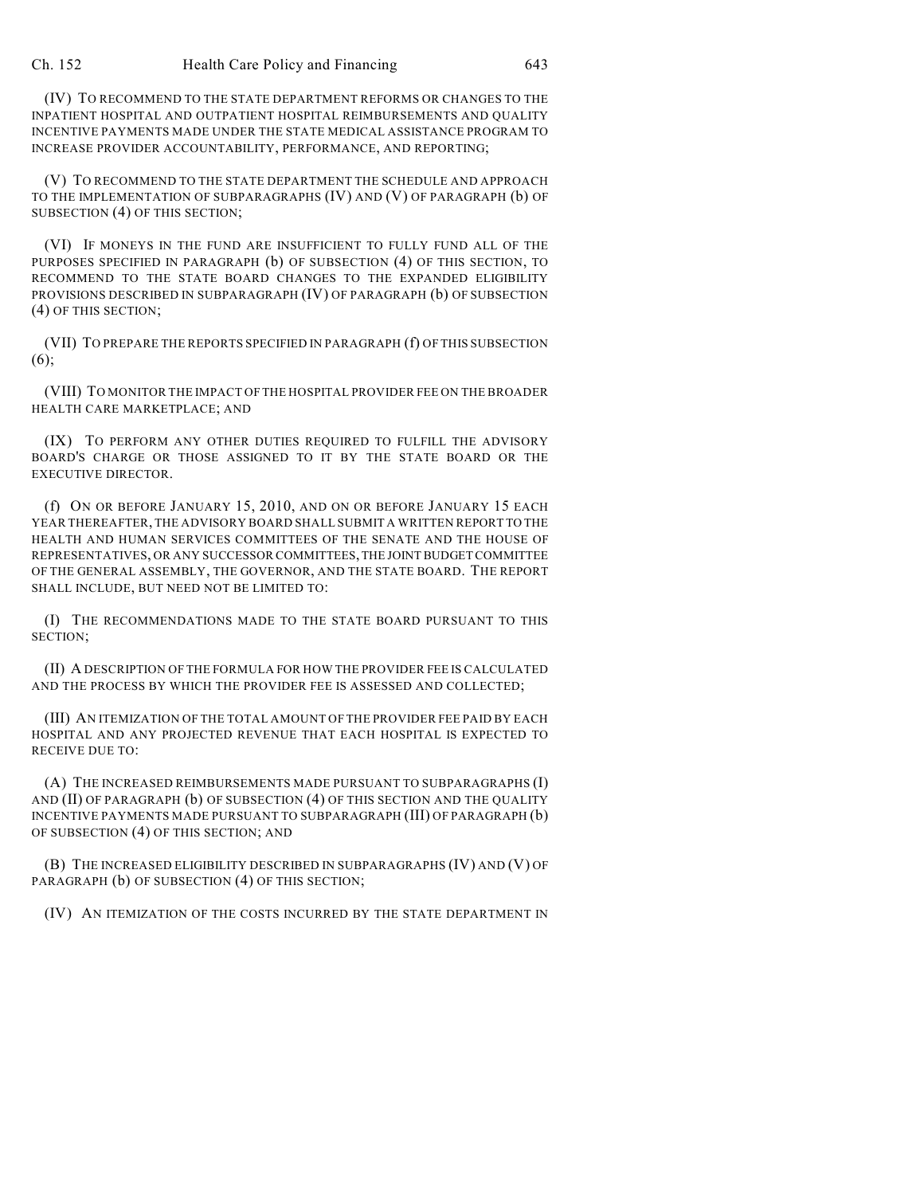(IV) TO RECOMMEND TO THE STATE DEPARTMENT REFORMS OR CHANGES TO THE INPATIENT HOSPITAL AND OUTPATIENT HOSPITAL REIMBURSEMENTS AND QUALITY INCENTIVE PAYMENTS MADE UNDER THE STATE MEDICAL ASSISTANCE PROGRAM TO INCREASE PROVIDER ACCOUNTABILITY, PERFORMANCE, AND REPORTING;

(V) TO RECOMMEND TO THE STATE DEPARTMENT THE SCHEDULE AND APPROACH TO THE IMPLEMENTATION OF SUBPARAGRAPHS (IV) AND (V) OF PARAGRAPH (b) OF SUBSECTION (4) OF THIS SECTION;

(VI) IF MONEYS IN THE FUND ARE INSUFFICIENT TO FULLY FUND ALL OF THE PURPOSES SPECIFIED IN PARAGRAPH (b) OF SUBSECTION (4) OF THIS SECTION, TO RECOMMEND TO THE STATE BOARD CHANGES TO THE EXPANDED ELIGIBILITY PROVISIONS DESCRIBED IN SUBPARAGRAPH (IV) OF PARAGRAPH (b) OF SUBSECTION (4) OF THIS SECTION;

(VII) TO PREPARE THE REPORTS SPECIFIED IN PARAGRAPH (f) OF THIS SUBSECTION (6);

(VIII) TO MONITOR THE IMPACT OF THE HOSPITAL PROVIDER FEE ON THE BROADER HEALTH CARE MARKETPLACE; AND

(IX) TO PERFORM ANY OTHER DUTIES REQUIRED TO FULFILL THE ADVISORY BOARD'S CHARGE OR THOSE ASSIGNED TO IT BY THE STATE BOARD OR THE EXECUTIVE DIRECTOR.

(f) ON OR BEFORE JANUARY 15, 2010, AND ON OR BEFORE JANUARY 15 EACH YEAR THEREAFTER, THE ADVISORY BOARD SHALL SUBMIT A WRITTEN REPORT TO THE HEALTH AND HUMAN SERVICES COMMITTEES OF THE SENATE AND THE HOUSE OF REPRESENTATIVES, OR ANY SUCCESSOR COMMITTEES, THE JOINT BUDGET COMMITTEE OF THE GENERAL ASSEMBLY, THE GOVERNOR, AND THE STATE BOARD. THE REPORT SHALL INCLUDE, BUT NEED NOT BE LIMITED TO:

(I) THE RECOMMENDATIONS MADE TO THE STATE BOARD PURSUANT TO THIS SECTION;

(II) A DESCRIPTION OF THE FORMULA FOR HOW THE PROVIDER FEE IS CALCULATED AND THE PROCESS BY WHICH THE PROVIDER FEE IS ASSESSED AND COLLECTED;

(III) AN ITEMIZATION OF THE TOTAL AMOUNT OF THE PROVIDER FEE PAID BY EACH HOSPITAL AND ANY PROJECTED REVENUE THAT EACH HOSPITAL IS EXPECTED TO RECEIVE DUE TO:

(A) THE INCREASED REIMBURSEMENTS MADE PURSUANT TO SUBPARAGRAPHS (I) AND (II) OF PARAGRAPH (b) OF SUBSECTION (4) OF THIS SECTION AND THE QUALITY INCENTIVE PAYMENTS MADE PURSUANT TO SUBPARAGRAPH (III) OF PARAGRAPH (b) OF SUBSECTION (4) OF THIS SECTION; AND

(B) THE INCREASED ELIGIBILITY DESCRIBED IN SUBPARAGRAPHS (IV) AND (V) OF PARAGRAPH (b) OF SUBSECTION (4) OF THIS SECTION;

(IV) AN ITEMIZATION OF THE COSTS INCURRED BY THE STATE DEPARTMENT IN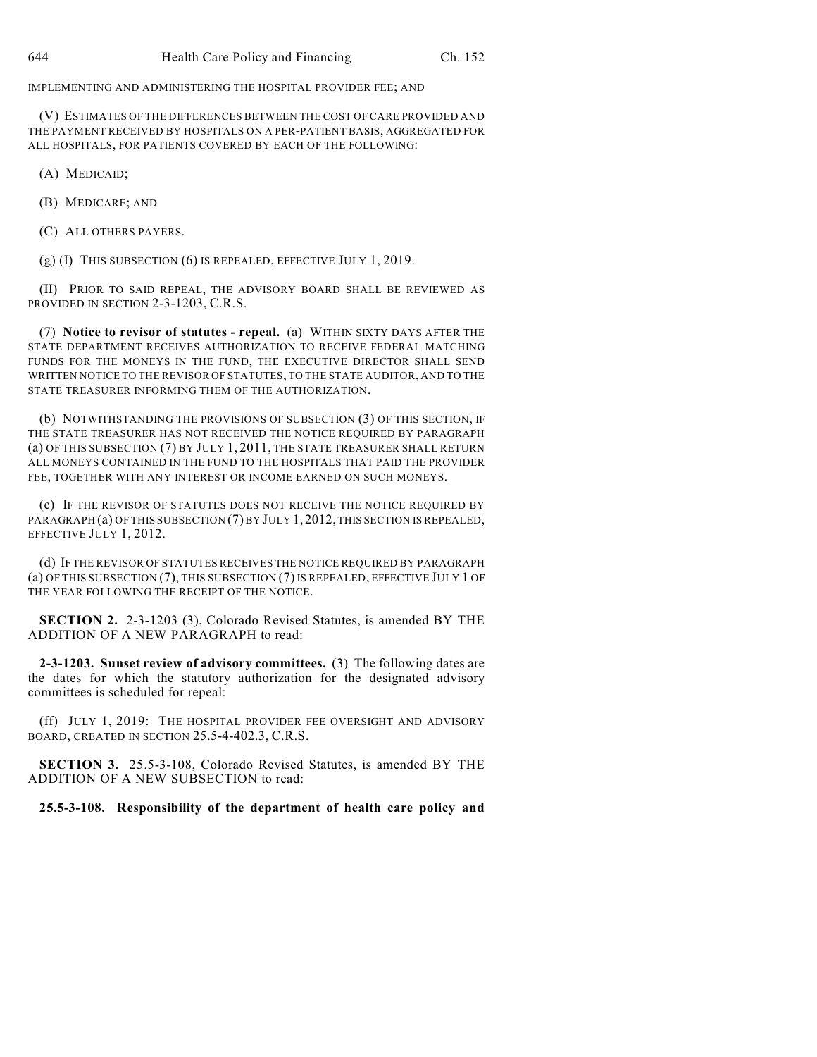IMPLEMENTING AND ADMINISTERING THE HOSPITAL PROVIDER FEE; AND

(V) ESTIMATES OF THE DIFFERENCES BETWEEN THE COST OF CARE PROVIDED AND THE PAYMENT RECEIVED BY HOSPITALS ON A PER-PATIENT BASIS, AGGREGATED FOR ALL HOSPITALS, FOR PATIENTS COVERED BY EACH OF THE FOLLOWING:

(A) MEDICAID;

(B) MEDICARE; AND

(C) ALL OTHERS PAYERS.

(g) (I) THIS SUBSECTION (6) IS REPEALED, EFFECTIVE JULY 1, 2019.

(II) PRIOR TO SAID REPEAL, THE ADVISORY BOARD SHALL BE REVIEWED AS PROVIDED IN SECTION 2-3-1203, C.R.S.

(7) **Notice to revisor of statutes - repeal.** (a) WITHIN SIXTY DAYS AFTER THE STATE DEPARTMENT RECEIVES AUTHORIZATION TO RECEIVE FEDERAL MATCHING FUNDS FOR THE MONEYS IN THE FUND, THE EXECUTIVE DIRECTOR SHALL SEND WRITTEN NOTICE TO THE REVISOR OF STATUTES, TO THE STATE AUDITOR, AND TO THE STATE TREASURER INFORMING THEM OF THE AUTHORIZATION.

(b) NOTWITHSTANDING THE PROVISIONS OF SUBSECTION (3) OF THIS SECTION, IF THE STATE TREASURER HAS NOT RECEIVED THE NOTICE REQUIRED BY PARAGRAPH (a) OF THIS SUBSECTION (7) BY JULY 1, 2011, THE STATE TREASURER SHALL RETURN ALL MONEYS CONTAINED IN THE FUND TO THE HOSPITALS THAT PAID THE PROVIDER FEE, TOGETHER WITH ANY INTEREST OR INCOME EARNED ON SUCH MONEYS.

(c) IF THE REVISOR OF STATUTES DOES NOT RECEIVE THE NOTICE REQUIRED BY PARAGRAPH (a) OF THIS SUBSECTION (7) BY JULY 1, 2012, THIS SECTION IS REPEALED, EFFECTIVE JULY 1, 2012.

(d) IF THE REVISOR OF STATUTES RECEIVES THE NOTICE REQUIRED BY PARAGRAPH (a) OF THIS SUBSECTION (7), THIS SUBSECTION (7) IS REPEALED, EFFECTIVE JULY 1 OF THE YEAR FOLLOWING THE RECEIPT OF THE NOTICE.

**SECTION 2.** 2-3-1203 (3), Colorado Revised Statutes, is amended BY THE ADDITION OF A NEW PARAGRAPH to read:

**2-3-1203. Sunset review of advisory committees.** (3) The following dates are the dates for which the statutory authorization for the designated advisory committees is scheduled for repeal:

(ff) JULY 1, 2019: THE HOSPITAL PROVIDER FEE OVERSIGHT AND ADVISORY BOARD, CREATED IN SECTION 25.5-4-402.3, C.R.S.

**SECTION 3.** 25.5-3-108, Colorado Revised Statutes, is amended BY THE ADDITION OF A NEW SUBSECTION to read:

**25.5-3-108. Responsibility of the department of health care policy and**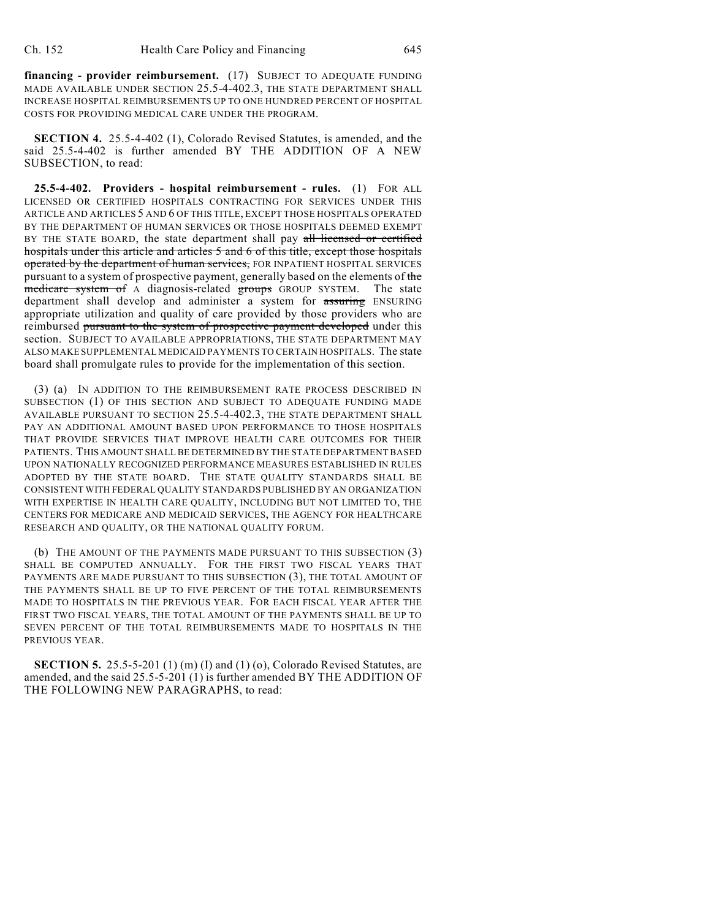**financing - provider reimbursement.** (17) SUBJECT TO ADEQUATE FUNDING MADE AVAILABLE UNDER SECTION 25.5-4-402.3, THE STATE DEPARTMENT SHALL INCREASE HOSPITAL REIMBURSEMENTS UP TO ONE HUNDRED PERCENT OF HOSPITAL COSTS FOR PROVIDING MEDICAL CARE UNDER THE PROGRAM.

**SECTION 4.** 25.5-4-402 (1), Colorado Revised Statutes, is amended, and the said 25.5-4-402 is further amended BY THE ADDITION OF A NEW SUBSECTION, to read:

**25.5-4-402. Providers - hospital reimbursement - rules.** (1) FOR ALL LICENSED OR CERTIFIED HOSPITALS CONTRACTING FOR SERVICES UNDER THIS ARTICLE AND ARTICLES 5 AND 6 OF THIS TITLE, EXCEPT THOSE HOSPITALS OPERATED BY THE DEPARTMENT OF HUMAN SERVICES OR THOSE HOSPITALS DEEMED EXEMPT BY THE STATE BOARD, the state department shall pay ~~all licensed or certified hospitals under this article and articles 5 and 6 of this title, except those hospitals operated by the department of human services,~~ FOR INPATIENT HOSPITAL SERVICES pursuant to a system of prospective payment, generally based on the elements of ~~the medicare system of~~ A diagnosis-related ~~groups~~ GROUP SYSTEM. The state department shall develop and administer a system for ~~assuring~~ ENSURING appropriate utilization and quality of care provided by those providers who are reimbursed ~~pursuant to the system of prospective payment developed~~ under this section. SUBJECT TO AVAILABLE APPROPRIATIONS, THE STATE DEPARTMENT MAY ALSO MAKE SUPPLEMENTAL MEDICAID PAYMENTS TO CERTAIN HOSPITALS. The state board shall promulgate rules to provide for the implementation of this section.

(3) (a) IN ADDITION TO THE REIMBURSEMENT RATE PROCESS DESCRIBED IN SUBSECTION (1) OF THIS SECTION AND SUBJECT TO ADEQUATE FUNDING MADE AVAILABLE PURSUANT TO SECTION 25.5-4-402.3, THE STATE DEPARTMENT SHALL PAY AN ADDITIONAL AMOUNT BASED UPON PERFORMANCE TO THOSE HOSPITALS THAT PROVIDE SERVICES THAT IMPROVE HEALTH CARE OUTCOMES FOR THEIR PATIENTS. THIS AMOUNT SHALL BE DETERMINED BY THE STATE DEPARTMENT BASED UPON NATIONALLY RECOGNIZED PERFORMANCE MEASURES ESTABLISHED IN RULES ADOPTED BY THE STATE BOARD. THE STATE QUALITY STANDARDS SHALL BE CONSISTENT WITH FEDERAL QUALITY STANDARDS PUBLISHED BY AN ORGANIZATION WITH EXPERTISE IN HEALTH CARE QUALITY, INCLUDING BUT NOT LIMITED TO, THE CENTERS FOR MEDICARE AND MEDICAID SERVICES, THE AGENCY FOR HEALTHCARE RESEARCH AND QUALITY, OR THE NATIONAL QUALITY FORUM.

(b) THE AMOUNT OF THE PAYMENTS MADE PURSUANT TO THIS SUBSECTION (3) SHALL BE COMPUTED ANNUALLY. FOR THE FIRST TWO FISCAL YEARS THAT PAYMENTS ARE MADE PURSUANT TO THIS SUBSECTION (3), THE TOTAL AMOUNT OF THE PAYMENTS SHALL BE UP TO FIVE PERCENT OF THE TOTAL REIMBURSEMENTS MADE TO HOSPITALS IN THE PREVIOUS YEAR. FOR EACH FISCAL YEAR AFTER THE FIRST TWO FISCAL YEARS, THE TOTAL AMOUNT OF THE PAYMENTS SHALL BE UP TO SEVEN PERCENT OF THE TOTAL REIMBURSEMENTS MADE TO HOSPITALS IN THE PREVIOUS YEAR.

**SECTION 5.** 25.5-5-201 (1) (m) (I) and (1) (o), Colorado Revised Statutes, are amended, and the said 25.5-5-201 (1) is further amended BY THE ADDITION OF THE FOLLOWING NEW PARAGRAPHS, to read: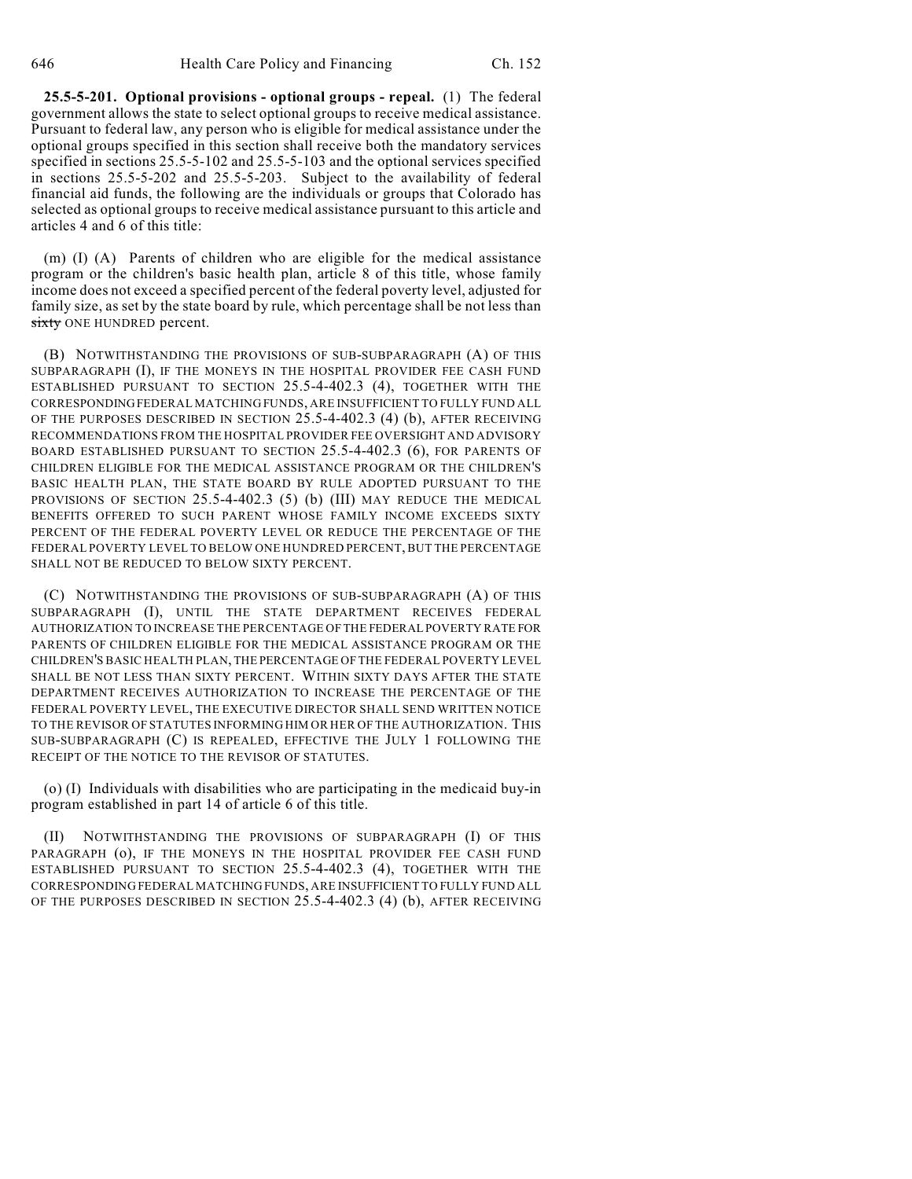**25.5-5-201. Optional provisions - optional groups - repeal.** (1) The federal government allows the state to select optional groups to receive medical assistance. Pursuant to federal law, any person who is eligible for medical assistance under the optional groups specified in this section shall receive both the mandatory services specified in sections 25.5-5-102 and 25.5-5-103 and the optional services specified in sections 25.5-5-202 and 25.5-5-203. Subject to the availability of federal financial aid funds, the following are the individuals or groups that Colorado has selected as optional groups to receive medical assistance pursuant to this article and articles 4 and 6 of this title:

(m) (I) (A) Parents of children who are eligible for the medical assistance program or the children's basic health plan, article 8 of this title, whose family income does not exceed a specified percent of the federal poverty level, adjusted for family size, as set by the state board by rule, which percentage shall be not less than ~~sixty~~ ONE HUNDRED percent.

(B) NOTWITHSTANDING THE PROVISIONS OF SUB-SUBPARAGRAPH (A) OF THIS SUBPARAGRAPH (I), IF THE MONEYS IN THE HOSPITAL PROVIDER FEE CASH FUND ESTABLISHED PURSUANT TO SECTION 25.5-4-402.3 (4), TOGETHER WITH THE CORRESPONDING FEDERAL MATCHING FUNDS, ARE INSUFFICIENT TO FULLY FUND ALL OF THE PURPOSES DESCRIBED IN SECTION 25.5-4-402.3 (4) (b), AFTER RECEIVING RECOMMENDATIONS FROM THE HOSPITAL PROVIDER FEE OVERSIGHT AND ADVISORY BOARD ESTABLISHED PURSUANT TO SECTION 25.5-4-402.3 (6), FOR PARENTS OF CHILDREN ELIGIBLE FOR THE MEDICAL ASSISTANCE PROGRAM OR THE CHILDREN'S BASIC HEALTH PLAN, THE STATE BOARD BY RULE ADOPTED PURSUANT TO THE PROVISIONS OF SECTION 25.5-4-402.3 (5) (b) (III) MAY REDUCE THE MEDICAL BENEFITS OFFERED TO SUCH PARENT WHOSE FAMILY INCOME EXCEEDS SIXTY PERCENT OF THE FEDERAL POVERTY LEVEL OR REDUCE THE PERCENTAGE OF THE FEDERAL POVERTY LEVEL TO BELOW ONE HUNDRED PERCENT, BUT THE PERCENTAGE SHALL NOT BE REDUCED TO BELOW SIXTY PERCENT.

(C) NOTWITHSTANDING THE PROVISIONS OF SUB-SUBPARAGRAPH (A) OF THIS SUBPARAGRAPH (I), UNTIL THE STATE DEPARTMENT RECEIVES FEDERAL AUTHORIZATION TO INCREASE THE PERCENTAGE OF THE FEDERAL POVERTY RATE FOR PARENTS OF CHILDREN ELIGIBLE FOR THE MEDICAL ASSISTANCE PROGRAM OR THE CHILDREN'S BASIC HEALTH PLAN, THE PERCENTAGE OF THE FEDERAL POVERTY LEVEL SHALL BE NOT LESS THAN SIXTY PERCENT. WITHIN SIXTY DAYS AFTER THE STATE DEPARTMENT RECEIVES AUTHORIZATION TO INCREASE THE PERCENTAGE OF THE FEDERAL POVERTY LEVEL, THE EXECUTIVE DIRECTOR SHALL SEND WRITTEN NOTICE TO THE REVISOR OF STATUTES INFORMING HIM OR HER OF THE AUTHORIZATION. THIS SUB-SUBPARAGRAPH (C) IS REPEALED, EFFECTIVE THE JULY 1 FOLLOWING THE RECEIPT OF THE NOTICE TO THE REVISOR OF STATUTES.

(o) (I) Individuals with disabilities who are participating in the medicaid buy-in program established in part 14 of article 6 of this title.

(II) NOTWITHSTANDING THE PROVISIONS OF SUBPARAGRAPH (I) OF THIS PARAGRAPH (o), IF THE MONEYS IN THE HOSPITAL PROVIDER FEE CASH FUND ESTABLISHED PURSUANT TO SECTION 25.5-4-402.3 (4), TOGETHER WITH THE CORRESPONDING FEDERAL MATCHING FUNDS, ARE INSUFFICIENT TO FULLY FUND ALL OF THE PURPOSES DESCRIBED IN SECTION 25.5-4-402.3 (4) (b), AFTER RECEIVING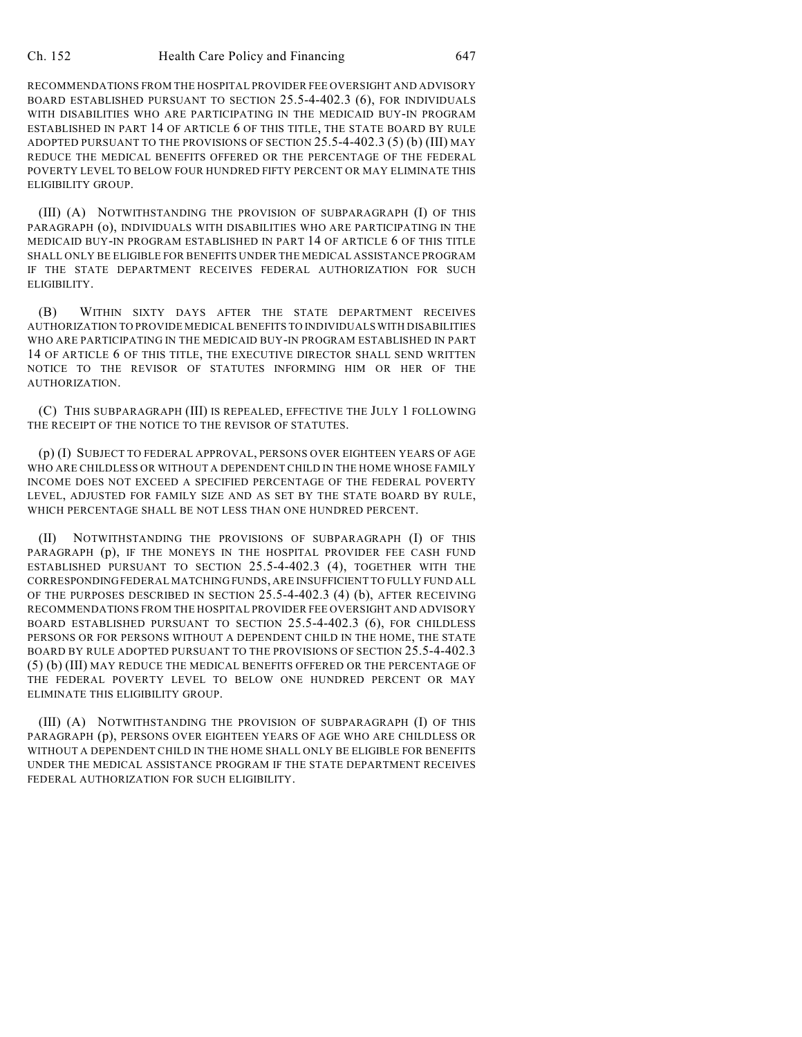RECOMMENDATIONS FROM THE HOSPITAL PROVIDER FEE OVERSIGHT AND ADVISORY BOARD ESTABLISHED PURSUANT TO SECTION 25.5-4-402.3 (6), FOR INDIVIDUALS WITH DISABILITIES WHO ARE PARTICIPATING IN THE MEDICAID BUY-IN PROGRAM ESTABLISHED IN PART 14 OF ARTICLE 6 OF THIS TITLE, THE STATE BOARD BY RULE ADOPTED PURSUANT TO THE PROVISIONS OF SECTION 25.5-4-402.3 (5) (b) (III) MAY REDUCE THE MEDICAL BENEFITS OFFERED OR THE PERCENTAGE OF THE FEDERAL POVERTY LEVEL TO BELOW FOUR HUNDRED FIFTY PERCENT OR MAY ELIMINATE THIS ELIGIBILITY GROUP.

(III) (A) NOTWITHSTANDING THE PROVISION OF SUBPARAGRAPH (I) OF THIS PARAGRAPH (o), INDIVIDUALS WITH DISABILITIES WHO ARE PARTICIPATING IN THE MEDICAID BUY-IN PROGRAM ESTABLISHED IN PART 14 OF ARTICLE 6 OF THIS TITLE SHALL ONLY BE ELIGIBLE FOR BENEFITS UNDER THE MEDICAL ASSISTANCE PROGRAM IF THE STATE DEPARTMENT RECEIVES FEDERAL AUTHORIZATION FOR SUCH ELIGIBILITY.

(B) WITHIN SIXTY DAYS AFTER THE STATE DEPARTMENT RECEIVES AUTHORIZATION TO PROVIDE MEDICAL BENEFITS TO INDIVIDUALS WITH DISABILITIES WHO ARE PARTICIPATING IN THE MEDICAID BUY-IN PROGRAM ESTABLISHED IN PART 14 OF ARTICLE 6 OF THIS TITLE, THE EXECUTIVE DIRECTOR SHALL SEND WRITTEN NOTICE TO THE REVISOR OF STATUTES INFORMING HIM OR HER OF THE AUTHORIZATION.

(C) THIS SUBPARAGRAPH (III) IS REPEALED, EFFECTIVE THE JULY 1 FOLLOWING THE RECEIPT OF THE NOTICE TO THE REVISOR OF STATUTES.

(p) (I) SUBJECT TO FEDERAL APPROVAL, PERSONS OVER EIGHTEEN YEARS OF AGE WHO ARE CHILDLESS OR WITHOUT A DEPENDENT CHILD IN THE HOME WHOSE FAMILY INCOME DOES NOT EXCEED A SPECIFIED PERCENTAGE OF THE FEDERAL POVERTY LEVEL, ADJUSTED FOR FAMILY SIZE AND AS SET BY THE STATE BOARD BY RULE, WHICH PERCENTAGE SHALL BE NOT LESS THAN ONE HUNDRED PERCENT.

(II) NOTWITHSTANDING THE PROVISIONS OF SUBPARAGRAPH (I) OF THIS PARAGRAPH (p), IF THE MONEYS IN THE HOSPITAL PROVIDER FEE CASH FUND ESTABLISHED PURSUANT TO SECTION 25.5-4-402.3 (4), TOGETHER WITH THE CORRESPONDING FEDERAL MATCHING FUNDS, ARE INSUFFICIENT TO FULLY FUND ALL OF THE PURPOSES DESCRIBED IN SECTION 25.5-4-402.3 (4) (b), AFTER RECEIVING RECOMMENDATIONS FROM THE HOSPITAL PROVIDER FEE OVERSIGHT AND ADVISORY BOARD ESTABLISHED PURSUANT TO SECTION 25.5-4-402.3 (6), FOR CHILDLESS PERSONS OR FOR PERSONS WITHOUT A DEPENDENT CHILD IN THE HOME, THE STATE BOARD BY RULE ADOPTED PURSUANT TO THE PROVISIONS OF SECTION 25.5-4-402.3 (5) (b) (III) MAY REDUCE THE MEDICAL BENEFITS OFFERED OR THE PERCENTAGE OF THE FEDERAL POVERTY LEVEL TO BELOW ONE HUNDRED PERCENT OR MAY ELIMINATE THIS ELIGIBILITY GROUP.

(III) (A) NOTWITHSTANDING THE PROVISION OF SUBPARAGRAPH (I) OF THIS PARAGRAPH (p), PERSONS OVER EIGHTEEN YEARS OF AGE WHO ARE CHILDLESS OR WITHOUT A DEPENDENT CHILD IN THE HOME SHALL ONLY BE ELIGIBLE FOR BENEFITS UNDER THE MEDICAL ASSISTANCE PROGRAM IF THE STATE DEPARTMENT RECEIVES FEDERAL AUTHORIZATION FOR SUCH ELIGIBILITY.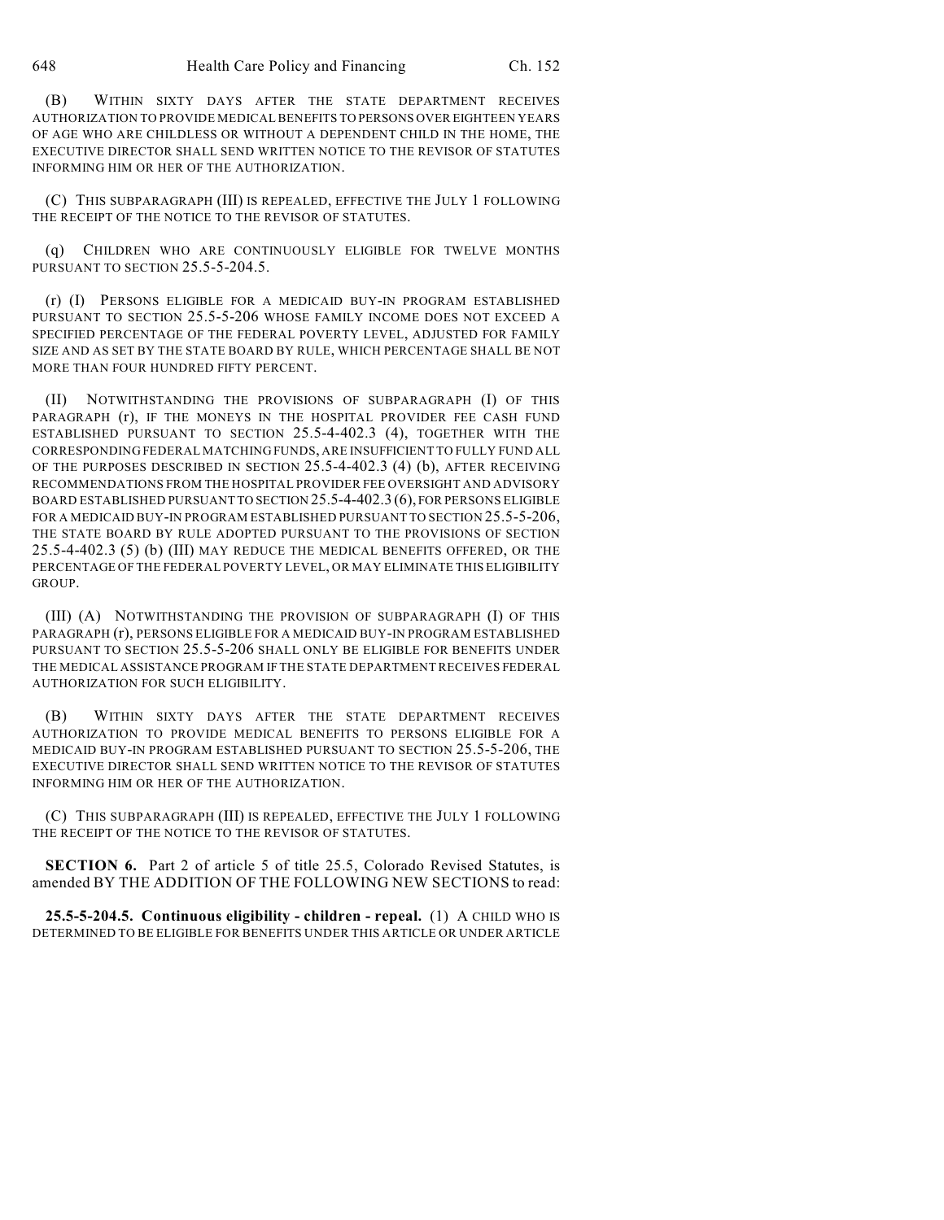(B) WITHIN SIXTY DAYS AFTER THE STATE DEPARTMENT RECEIVES AUTHORIZATION TO PROVIDE MEDICAL BENEFITS TO PERSONS OVER EIGHTEEN YEARS OF AGE WHO ARE CHILDLESS OR WITHOUT A DEPENDENT CHILD IN THE HOME, THE EXECUTIVE DIRECTOR SHALL SEND WRITTEN NOTICE TO THE REVISOR OF STATUTES INFORMING HIM OR HER OF THE AUTHORIZATION.

(C) THIS SUBPARAGRAPH (III) IS REPEALED, EFFECTIVE THE JULY 1 FOLLOWING THE RECEIPT OF THE NOTICE TO THE REVISOR OF STATUTES.

(q) CHILDREN WHO ARE CONTINUOUSLY ELIGIBLE FOR TWELVE MONTHS PURSUANT TO SECTION 25.5-5-204.5.

(r) (I) PERSONS ELIGIBLE FOR A MEDICAID BUY-IN PROGRAM ESTABLISHED PURSUANT TO SECTION 25.5-5-206 WHOSE FAMILY INCOME DOES NOT EXCEED A SPECIFIED PERCENTAGE OF THE FEDERAL POVERTY LEVEL, ADJUSTED FOR FAMILY SIZE AND AS SET BY THE STATE BOARD BY RULE, WHICH PERCENTAGE SHALL BE NOT MORE THAN FOUR HUNDRED FIFTY PERCENT.

(II) NOTWITHSTANDING THE PROVISIONS OF SUBPARAGRAPH (I) OF THIS PARAGRAPH (r), IF THE MONEYS IN THE HOSPITAL PROVIDER FEE CASH FUND ESTABLISHED PURSUANT TO SECTION 25.5-4-402.3 (4), TOGETHER WITH THE CORRESPONDING FEDERAL MATCHING FUNDS, ARE INSUFFICIENT TO FULLY FUND ALL OF THE PURPOSES DESCRIBED IN SECTION 25.5-4-402.3 (4) (b), AFTER RECEIVING RECOMMENDATIONS FROM THE HOSPITAL PROVIDER FEE OVERSIGHT AND ADVISORY BOARD ESTABLISHED PURSUANT TO SECTION 25.5-4-402.3 (6), FOR PERSONS ELIGIBLE FOR A MEDICAID BUY-IN PROGRAM ESTABLISHED PURSUANT TO SECTION 25.5-5-206, THE STATE BOARD BY RULE ADOPTED PURSUANT TO THE PROVISIONS OF SECTION 25.5-4-402.3 (5) (b) (III) MAY REDUCE THE MEDICAL BENEFITS OFFERED, OR THE PERCENTAGE OF THE FEDERAL POVERTY LEVEL, OR MAY ELIMINATE THIS ELIGIBILITY GROUP.

(III) (A) NOTWITHSTANDING THE PROVISION OF SUBPARAGRAPH (I) OF THIS PARAGRAPH (r), PERSONS ELIGIBLE FOR A MEDICAID BUY-IN PROGRAM ESTABLISHED PURSUANT TO SECTION 25.5-5-206 SHALL ONLY BE ELIGIBLE FOR BENEFITS UNDER THE MEDICAL ASSISTANCE PROGRAM IF THE STATE DEPARTMENT RECEIVES FEDERAL AUTHORIZATION FOR SUCH ELIGIBILITY.

(B) WITHIN SIXTY DAYS AFTER THE STATE DEPARTMENT RECEIVES AUTHORIZATION TO PROVIDE MEDICAL BENEFITS TO PERSONS ELIGIBLE FOR A MEDICAID BUY-IN PROGRAM ESTABLISHED PURSUANT TO SECTION 25.5-5-206, THE EXECUTIVE DIRECTOR SHALL SEND WRITTEN NOTICE TO THE REVISOR OF STATUTES INFORMING HIM OR HER OF THE AUTHORIZATION.

(C) THIS SUBPARAGRAPH (III) IS REPEALED, EFFECTIVE THE JULY 1 FOLLOWING THE RECEIPT OF THE NOTICE TO THE REVISOR OF STATUTES.

**SECTION 6.** Part 2 of article 5 of title 25.5, Colorado Revised Statutes, is amended BY THE ADDITION OF THE FOLLOWING NEW SECTIONS to read:

**25.5-5-204.5. Continuous eligibility - children - repeal.** (1) A CHILD WHO IS DETERMINED TO BE ELIGIBLE FOR BENEFITS UNDER THIS ARTICLE OR UNDER ARTICLE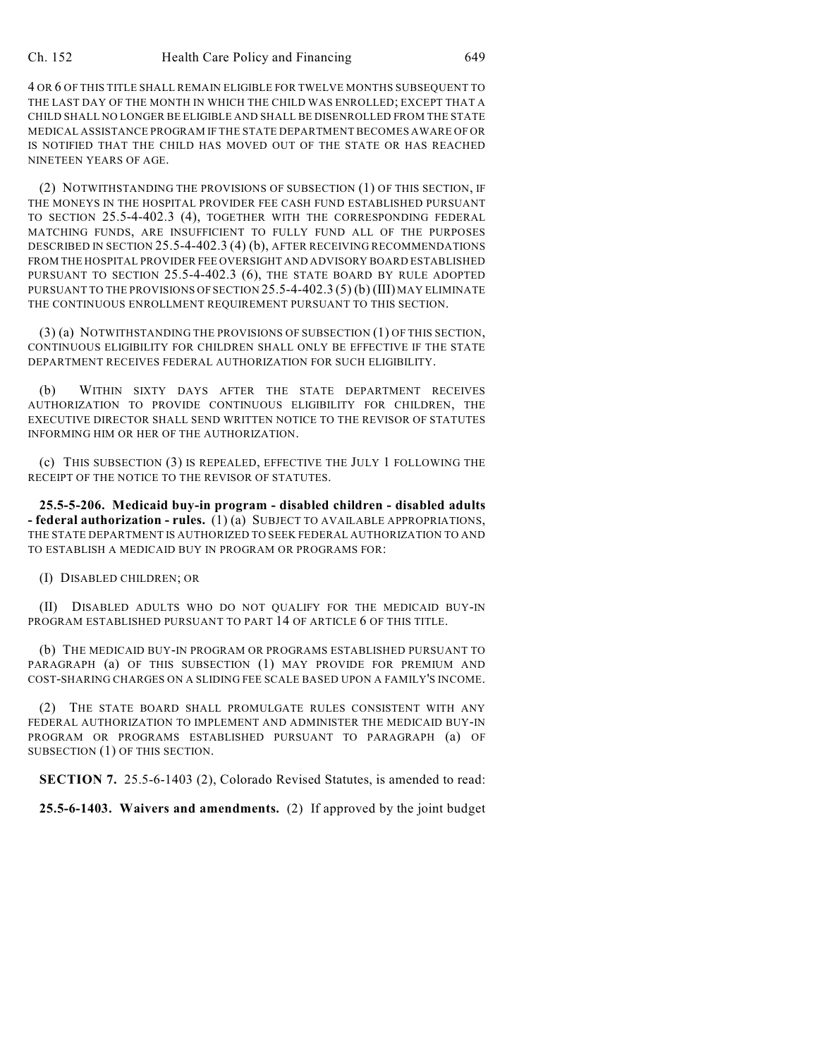4 OR 6 OF THIS TITLE SHALL REMAIN ELIGIBLE FOR TWELVE MONTHS SUBSEQUENT TO THE LAST DAY OF THE MONTH IN WHICH THE CHILD WAS ENROLLED; EXCEPT THAT A CHILD SHALL NO LONGER BE ELIGIBLE AND SHALL BE DISENROLLED FROM THE STATE MEDICAL ASSISTANCE PROGRAM IF THE STATE DEPARTMENT BECOMES AWARE OF OR IS NOTIFIED THAT THE CHILD HAS MOVED OUT OF THE STATE OR HAS REACHED NINETEEN YEARS OF AGE.

(2) NOTWITHSTANDING THE PROVISIONS OF SUBSECTION (1) OF THIS SECTION, IF THE MONEYS IN THE HOSPITAL PROVIDER FEE CASH FUND ESTABLISHED PURSUANT TO SECTION 25.5-4-402.3 (4), TOGETHER WITH THE CORRESPONDING FEDERAL MATCHING FUNDS, ARE INSUFFICIENT TO FULLY FUND ALL OF THE PURPOSES DESCRIBED IN SECTION 25.5-4-402.3 (4) (b), AFTER RECEIVING RECOMMENDATIONS FROM THE HOSPITAL PROVIDER FEE OVERSIGHT AND ADVISORY BOARD ESTABLISHED PURSUANT TO SECTION 25.5-4-402.3 (6), THE STATE BOARD BY RULE ADOPTED PURSUANT TO THE PROVISIONS OF SECTION 25.5-4-402.3 (5) (b) (III) MAY ELIMINATE THE CONTINUOUS ENROLLMENT REQUIREMENT PURSUANT TO THIS SECTION.

(3) (a) NOTWITHSTANDING THE PROVISIONS OF SUBSECTION (1) OF THIS SECTION, CONTINUOUS ELIGIBILITY FOR CHILDREN SHALL ONLY BE EFFECTIVE IF THE STATE DEPARTMENT RECEIVES FEDERAL AUTHORIZATION FOR SUCH ELIGIBILITY.

(b) WITHIN SIXTY DAYS AFTER THE STATE DEPARTMENT RECEIVES AUTHORIZATION TO PROVIDE CONTINUOUS ELIGIBILITY FOR CHILDREN, THE EXECUTIVE DIRECTOR SHALL SEND WRITTEN NOTICE TO THE REVISOR OF STATUTES INFORMING HIM OR HER OF THE AUTHORIZATION.

(c) THIS SUBSECTION (3) IS REPEALED, EFFECTIVE THE JULY 1 FOLLOWING THE RECEIPT OF THE NOTICE TO THE REVISOR OF STATUTES.

**25.5-5-206. Medicaid buy-in program - disabled children - disabled adults - federal authorization - rules.** (1) (a) SUBJECT TO AVAILABLE APPROPRIATIONS, THE STATE DEPARTMENT IS AUTHORIZED TO SEEK FEDERAL AUTHORIZATION TO AND TO ESTABLISH A MEDICAID BUY IN PROGRAM OR PROGRAMS FOR:

(I) DISABLED CHILDREN; OR

(II) DISABLED ADULTS WHO DO NOT QUALIFY FOR THE MEDICAID BUY-IN PROGRAM ESTABLISHED PURSUANT TO PART 14 OF ARTICLE 6 OF THIS TITLE.

(b) THE MEDICAID BUY-IN PROGRAM OR PROGRAMS ESTABLISHED PURSUANT TO PARAGRAPH (a) OF THIS SUBSECTION (1) MAY PROVIDE FOR PREMIUM AND COST-SHARING CHARGES ON A SLIDING FEE SCALE BASED UPON A FAMILY'S INCOME.

(2) THE STATE BOARD SHALL PROMULGATE RULES CONSISTENT WITH ANY FEDERAL AUTHORIZATION TO IMPLEMENT AND ADMINISTER THE MEDICAID BUY-IN PROGRAM OR PROGRAMS ESTABLISHED PURSUANT TO PARAGRAPH (a) OF SUBSECTION (1) OF THIS SECTION.

**SECTION 7.** 25.5-6-1403 (2), Colorado Revised Statutes, is amended to read:

**25.5-6-1403. Waivers and amendments.** (2) If approved by the joint budget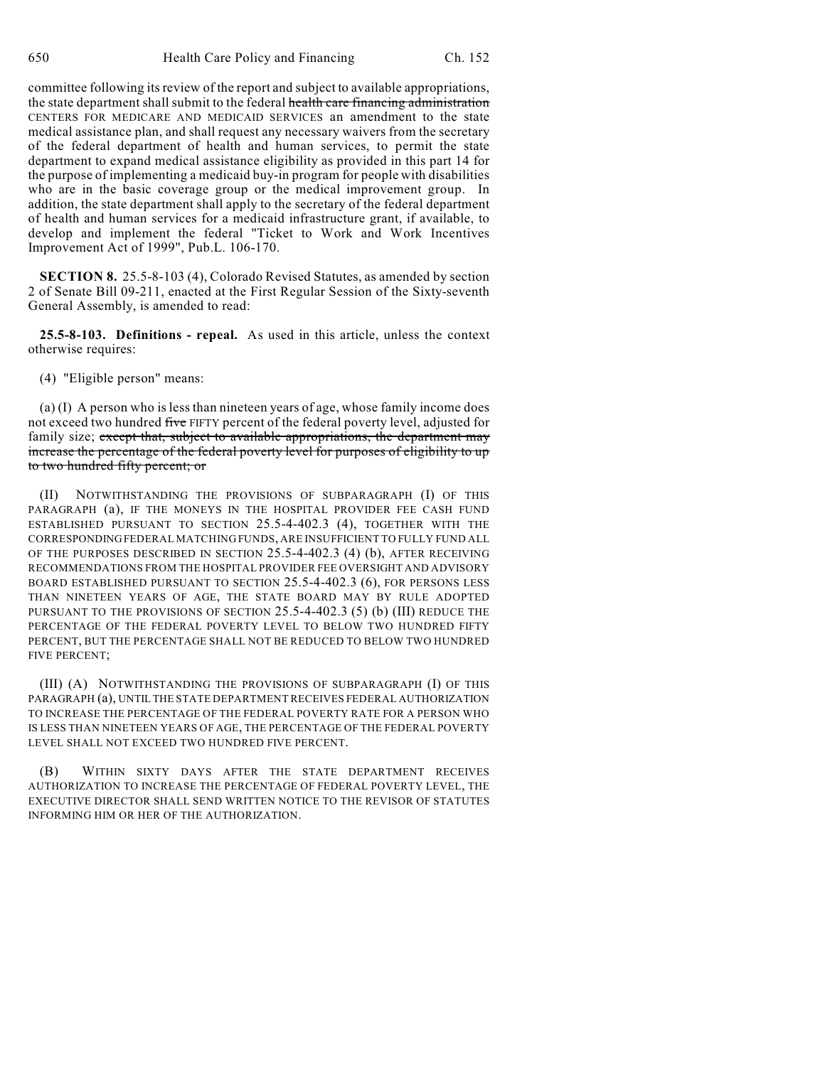committee following its review of the report and subject to available appropriations, the state department shall submit to the federal ~~health care financing administration~~ CENTERS FOR MEDICARE AND MEDICAID SERVICES an amendment to the state medical assistance plan, and shall request any necessary waivers from the secretary of the federal department of health and human services, to permit the state department to expand medical assistance eligibility as provided in this part 14 for the purpose of implementing a medicaid buy-in program for people with disabilities who are in the basic coverage group or the medical improvement group. In addition, the state department shall apply to the secretary of the federal department of health and human services for a medicaid infrastructure grant, if available, to develop and implement the federal "Ticket to Work and Work Incentives Improvement Act of 1999", Pub.L. 106-170.

**SECTION 8.** 25.5-8-103 (4), Colorado Revised Statutes, as amended by section 2 of Senate Bill 09-211, enacted at the First Regular Session of the Sixty-seventh General Assembly, is amended to read:

**25.5-8-103. Definitions - repeal.** As used in this article, unless the context otherwise requires:

(4) "Eligible person" means:

(a) (I) A person who is less than nineteen years of age, whose family income does not exceed two hundred ~~five~~ FIFTY percent of the federal poverty level, adjusted for family size; ~~except that, subject to available appropriations, the department may increase the percentage of the federal poverty level for purposes of eligibility to up to two hundred fifty percent; or~~

(II) NOTWITHSTANDING THE PROVISIONS OF SUBPARAGRAPH (I) OF THIS PARAGRAPH (a), IF THE MONEYS IN THE HOSPITAL PROVIDER FEE CASH FUND ESTABLISHED PURSUANT TO SECTION 25.5-4-402.3 (4), TOGETHER WITH THE CORRESPONDING FEDERAL MATCHING FUNDS, ARE INSUFFICIENT TO FULLY FUND ALL OF THE PURPOSES DESCRIBED IN SECTION 25.5-4-402.3 (4) (b), AFTER RECEIVING RECOMMENDATIONS FROM THE HOSPITAL PROVIDER FEE OVERSIGHT AND ADVISORY BOARD ESTABLISHED PURSUANT TO SECTION 25.5-4-402.3 (6), FOR PERSONS LESS THAN NINETEEN YEARS OF AGE, THE STATE BOARD MAY BY RULE ADOPTED PURSUANT TO THE PROVISIONS OF SECTION 25.5-4-402.3 (5) (b) (III) REDUCE THE PERCENTAGE OF THE FEDERAL POVERTY LEVEL TO BELOW TWO HUNDRED FIFTY PERCENT, BUT THE PERCENTAGE SHALL NOT BE REDUCED TO BELOW TWO HUNDRED FIVE PERCENT;

(III) (A) NOTWITHSTANDING THE PROVISIONS OF SUBPARAGRAPH (I) OF THIS PARAGRAPH (a), UNTIL THE STATE DEPARTMENT RECEIVES FEDERAL AUTHORIZATION TO INCREASE THE PERCENTAGE OF THE FEDERAL POVERTY RATE FOR A PERSON WHO IS LESS THAN NINETEEN YEARS OF AGE, THE PERCENTAGE OF THE FEDERAL POVERTY LEVEL SHALL NOT EXCEED TWO HUNDRED FIVE PERCENT.

(B) WITHIN SIXTY DAYS AFTER THE STATE DEPARTMENT RECEIVES AUTHORIZATION TO INCREASE THE PERCENTAGE OF FEDERAL POVERTY LEVEL, THE EXECUTIVE DIRECTOR SHALL SEND WRITTEN NOTICE TO THE REVISOR OF STATUTES INFORMING HIM OR HER OF THE AUTHORIZATION.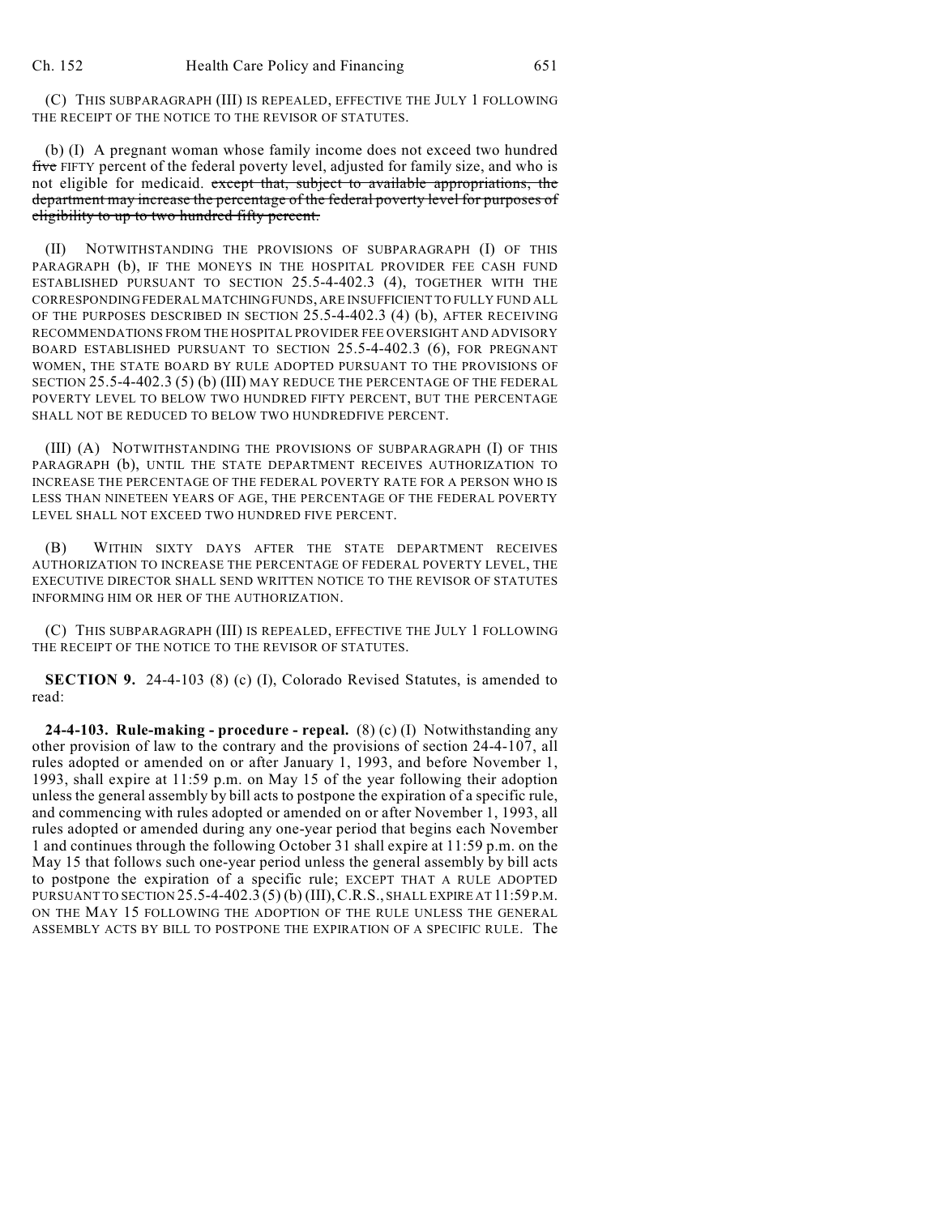(C) THIS SUBPARAGRAPH (III) IS REPEALED, EFFECTIVE THE JULY 1 FOLLOWING THE RECEIPT OF THE NOTICE TO THE REVISOR OF STATUTES.

(b) (I) A pregnant woman whose family income does not exceed two hundred ~~five~~ FIFTY percent of the federal poverty level, adjusted for family size, and who is not eligible for medicaid. ~~except that, subject to available appropriations, the department may increase the percentage of the federal poverty level for purposes of eligibility to up to two hundred fifty percent.~~

(II) NOTWITHSTANDING THE PROVISIONS OF SUBPARAGRAPH (I) OF THIS PARAGRAPH (b), IF THE MONEYS IN THE HOSPITAL PROVIDER FEE CASH FUND ESTABLISHED PURSUANT TO SECTION 25.5-4-402.3 (4), TOGETHER WITH THE CORRESPONDING FEDERAL MATCHING FUNDS, ARE INSUFFICIENT TO FULLY FUND ALL OF THE PURPOSES DESCRIBED IN SECTION 25.5-4-402.3 (4) (b), AFTER RECEIVING RECOMMENDATIONS FROM THE HOSPITAL PROVIDER FEE OVERSIGHT AND ADVISORY BOARD ESTABLISHED PURSUANT TO SECTION 25.5-4-402.3 (6), FOR PREGNANT WOMEN, THE STATE BOARD BY RULE ADOPTED PURSUANT TO THE PROVISIONS OF SECTION 25.5-4-402.3 (5) (b) (III) MAY REDUCE THE PERCENTAGE OF THE FEDERAL POVERTY LEVEL TO BELOW TWO HUNDRED FIFTY PERCENT, BUT THE PERCENTAGE SHALL NOT BE REDUCED TO BELOW TWO HUNDREDFIVE PERCENT.

(III) (A) NOTWITHSTANDING THE PROVISIONS OF SUBPARAGRAPH (I) OF THIS PARAGRAPH (b), UNTIL THE STATE DEPARTMENT RECEIVES AUTHORIZATION TO INCREASE THE PERCENTAGE OF THE FEDERAL POVERTY RATE FOR A PERSON WHO IS LESS THAN NINETEEN YEARS OF AGE, THE PERCENTAGE OF THE FEDERAL POVERTY LEVEL SHALL NOT EXCEED TWO HUNDRED FIVE PERCENT.

(B) WITHIN SIXTY DAYS AFTER THE STATE DEPARTMENT RECEIVES AUTHORIZATION TO INCREASE THE PERCENTAGE OF FEDERAL POVERTY LEVEL, THE EXECUTIVE DIRECTOR SHALL SEND WRITTEN NOTICE TO THE REVISOR OF STATUTES INFORMING HIM OR HER OF THE AUTHORIZATION.

(C) THIS SUBPARAGRAPH (III) IS REPEALED, EFFECTIVE THE JULY 1 FOLLOWING THE RECEIPT OF THE NOTICE TO THE REVISOR OF STATUTES.

**SECTION 9.** 24-4-103 (8) (c) (I), Colorado Revised Statutes, is amended to read:

**24-4-103. Rule-making - procedure - repeal.** (8) (c) (I) Notwithstanding any other provision of law to the contrary and the provisions of section 24-4-107, all rules adopted or amended on or after January 1, 1993, and before November 1, 1993, shall expire at 11:59 p.m. on May 15 of the year following their adoption unless the general assembly by bill acts to postpone the expiration of a specific rule, and commencing with rules adopted or amended on or after November 1, 1993, all rules adopted or amended during any one-year period that begins each November 1 and continues through the following October 31 shall expire at 11:59 p.m. on the May 15 that follows such one-year period unless the general assembly by bill acts to postpone the expiration of a specific rule; EXCEPT THAT A RULE ADOPTED PURSUANT TO SECTION 25.5-4-402.3 (5) (b) (III), C.R.S., SHALL EXPIRE AT 11:59 P.M. ON THE MAY 15 FOLLOWING THE ADOPTION OF THE RULE UNLESS THE GENERAL ASSEMBLY ACTS BY BILL TO POSTPONE THE EXPIRATION OF A SPECIFIC RULE. The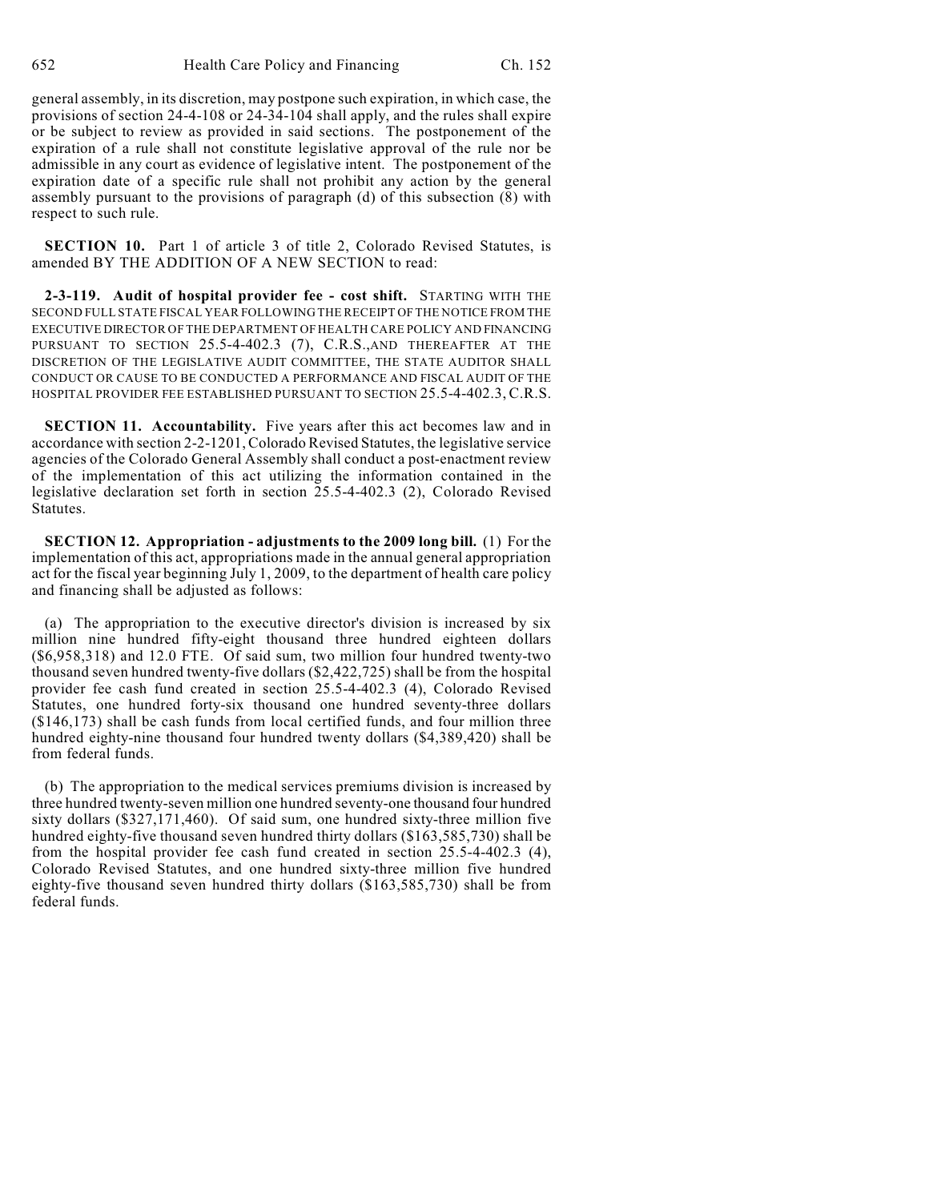general assembly, in its discretion, may postpone such expiration, in which case, the provisions of section 24-4-108 or 24-34-104 shall apply, and the rules shall expire or be subject to review as provided in said sections. The postponement of the expiration of a rule shall not constitute legislative approval of the rule nor be admissible in any court as evidence of legislative intent. The postponement of the expiration date of a specific rule shall not prohibit any action by the general assembly pursuant to the provisions of paragraph (d) of this subsection (8) with respect to such rule.

**SECTION 10.** Part 1 of article 3 of title 2, Colorado Revised Statutes, is amended BY THE ADDITION OF A NEW SECTION to read:

**2-3-119. Audit of hospital provider fee - cost shift.** STARTING WITH THE SECOND FULL STATE FISCAL YEAR FOLLOWING THE RECEIPT OF THE NOTICE FROM THE EXECUTIVE DIRECTOR OF THE DEPARTMENT OF HEALTH CARE POLICY AND FINANCING PURSUANT TO SECTION 25.5-4-402.3 (7), C.R.S., AND THEREAFTER AT THE DISCRETION OF THE LEGISLATIVE AUDIT COMMITTEE, THE STATE AUDITOR SHALL CONDUCT OR CAUSE TO BE CONDUCTED A PERFORMANCE AND FISCAL AUDIT OF THE HOSPITAL PROVIDER FEE ESTABLISHED PURSUANT TO SECTION 25.5-4-402.3, C.R.S.

**SECTION 11. Accountability.** Five years after this act becomes law and in accordance with section 2-2-1201, Colorado Revised Statutes, the legislative service agencies of the Colorado General Assembly shall conduct a post-enactment review of the implementation of this act utilizing the information contained in the legislative declaration set forth in section 25.5-4-402.3 (2), Colorado Revised Statutes.

**SECTION 12. Appropriation - adjustments to the 2009 long bill.** (1) For the implementation of this act, appropriations made in the annual general appropriation act for the fiscal year beginning July 1, 2009, to the department of health care policy and financing shall be adjusted as follows:

(a) The appropriation to the executive director's division is increased by six million nine hundred fifty-eight thousand three hundred eighteen dollars ($6,958,318) and 12.0 FTE. Of said sum, two million four hundred twenty-two thousand seven hundred twenty-five dollars ($2,422,725) shall be from the hospital provider fee cash fund created in section 25.5-4-402.3 (4), Colorado Revised Statutes, one hundred forty-six thousand one hundred seventy-three dollars ($146,173) shall be cash funds from local certified funds, and four million three hundred eighty-nine thousand four hundred twenty dollars ($4,389,420) shall be from federal funds.

(b) The appropriation to the medical services premiums division is increased by three hundred twenty-seven million one hundred seventy-one thousand four hundred sixty dollars ($327,171,460). Of said sum, one hundred sixty-three million five hundred eighty-five thousand seven hundred thirty dollars ($163,585,730) shall be from the hospital provider fee cash fund created in section 25.5-4-402.3 (4), Colorado Revised Statutes, and one hundred sixty-three million five hundred eighty-five thousand seven hundred thirty dollars ($163,585,730) shall be from federal funds.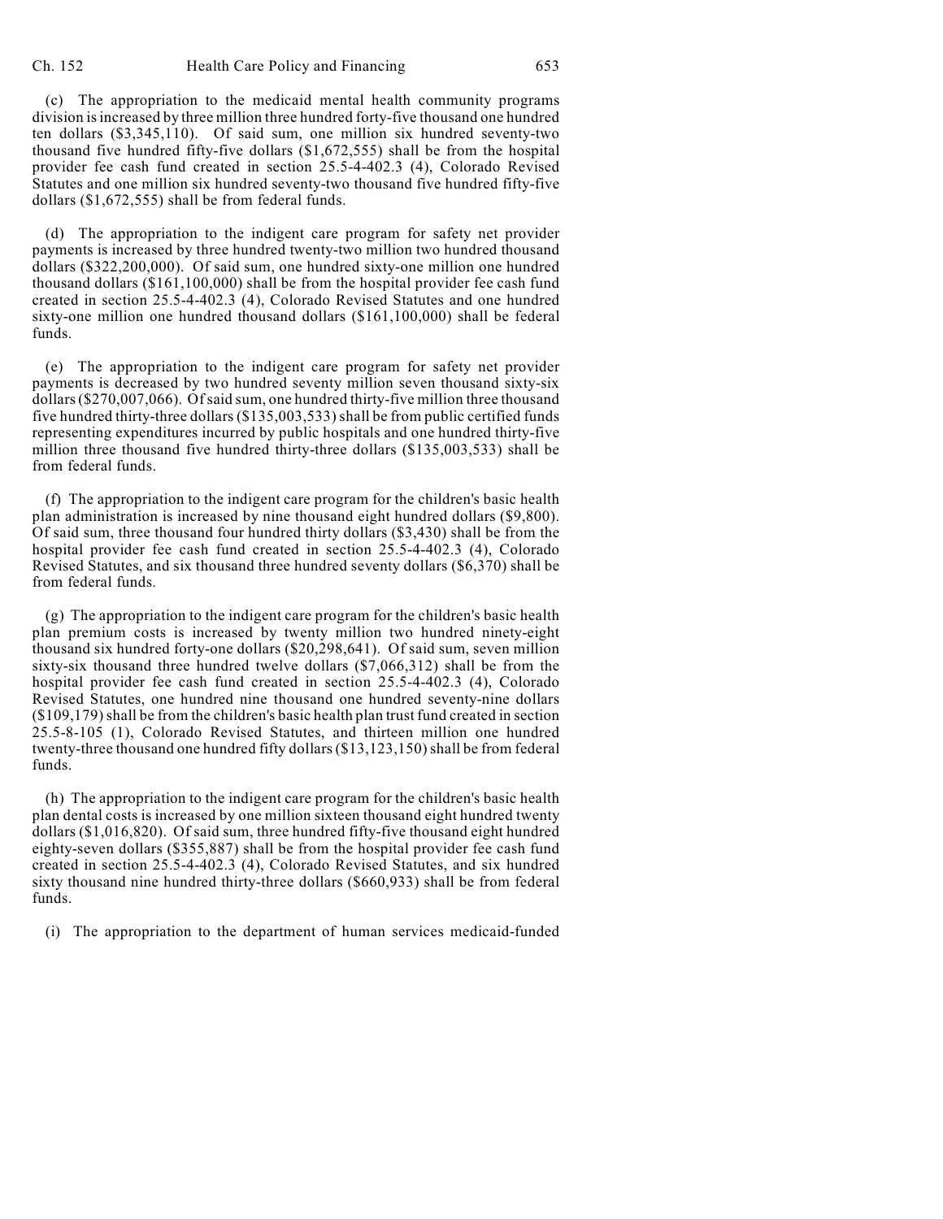(c) The appropriation to the medicaid mental health community programs division is increased by three million three hundred forty-five thousand one hundred ten dollars ($3,345,110). Of said sum, one million six hundred seventy-two thousand five hundred fifty-five dollars ($1,672,555) shall be from the hospital provider fee cash fund created in section 25.5-4-402.3 (4), Colorado Revised Statutes and one million six hundred seventy-two thousand five hundred fifty-five dollars ($1,672,555) shall be from federal funds.

(d) The appropriation to the indigent care program for safety net provider payments is increased by three hundred twenty-two million two hundred thousand dollars ($322,200,000). Of said sum, one hundred sixty-one million one hundred thousand dollars ($161,100,000) shall be from the hospital provider fee cash fund created in section 25.5-4-402.3 (4), Colorado Revised Statutes and one hundred sixty-one million one hundred thousand dollars ($161,100,000) shall be federal funds.

(e) The appropriation to the indigent care program for safety net provider payments is decreased by two hundred seventy million seven thousand sixty-six dollars ($270,007,066). Of said sum, one hundred thirty-five million three thousand five hundred thirty-three dollars ($135,003,533) shall be from public certified funds representing expenditures incurred by public hospitals and one hundred thirty-five million three thousand five hundred thirty-three dollars ($135,003,533) shall be from federal funds.

(f) The appropriation to the indigent care program for the children's basic health plan administration is increased by nine thousand eight hundred dollars ($9,800). Of said sum, three thousand four hundred thirty dollars ($3,430) shall be from the hospital provider fee cash fund created in section 25.5-4-402.3 (4), Colorado Revised Statutes, and six thousand three hundred seventy dollars ($6,370) shall be from federal funds.

(g) The appropriation to the indigent care program for the children's basic health plan premium costs is increased by twenty million two hundred ninety-eight thousand six hundred forty-one dollars ($20,298,641). Of said sum, seven million sixty-six thousand three hundred twelve dollars ($7,066,312) shall be from the hospital provider fee cash fund created in section 25.5-4-402.3 (4), Colorado Revised Statutes, one hundred nine thousand one hundred seventy-nine dollars ($109,179) shall be from the children's basic health plan trust fund created in section 25.5-8-105 (1), Colorado Revised Statutes, and thirteen million one hundred twenty-three thousand one hundred fifty dollars ($13,123,150) shall be from federal funds.

(h) The appropriation to the indigent care program for the children's basic health plan dental costs is increased by one million sixteen thousand eight hundred twenty dollars ($1,016,820). Of said sum, three hundred fifty-five thousand eight hundred eighty-seven dollars ($355,887) shall be from the hospital provider fee cash fund created in section 25.5-4-402.3 (4), Colorado Revised Statutes, and six hundred sixty thousand nine hundred thirty-three dollars ($660,933) shall be from federal funds.

(i) The appropriation to the department of human services medicaid-funded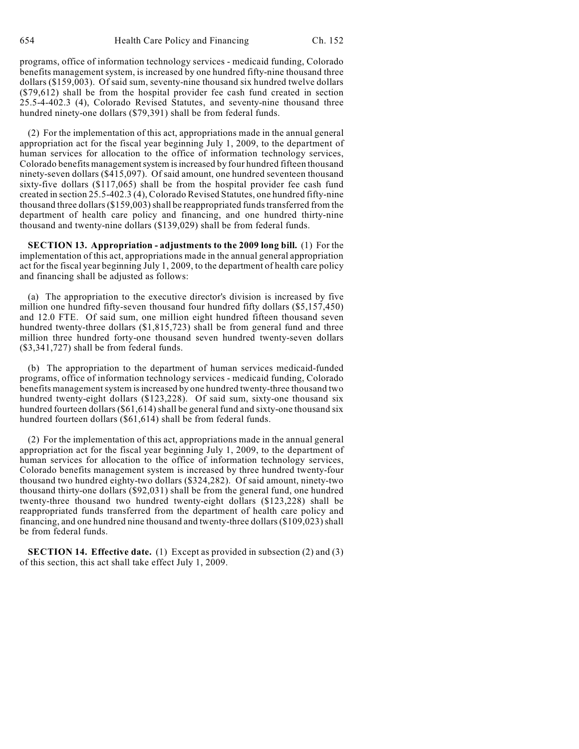programs, office of information technology services - medicaid funding, Colorado benefits management system, is increased by one hundred fifty-nine thousand three dollars ($159,003). Of said sum, seventy-nine thousand six hundred twelve dollars ($79,612) shall be from the hospital provider fee cash fund created in section 25.5-4-402.3 (4), Colorado Revised Statutes, and seventy-nine thousand three hundred ninety-one dollars ($79,391) shall be from federal funds.

(2) For the implementation of this act, appropriations made in the annual general appropriation act for the fiscal year beginning July 1, 2009, to the department of human services for allocation to the office of information technology services, Colorado benefits management system is increased by four hundred fifteen thousand ninety-seven dollars ($415,097). Of said amount, one hundred seventeen thousand sixty-five dollars ($117,065) shall be from the hospital provider fee cash fund created in section 25.5-402.3 (4), Colorado Revised Statutes, one hundred fifty-nine thousand three dollars ($159,003) shall be reappropriated funds transferred from the department of health care policy and financing, and one hundred thirty-nine thousand and twenty-nine dollars ($139,029) shall be from federal funds.

**SECTION 13. Appropriation - adjustments to the 2009 long bill.** (1) For the implementation of this act, appropriations made in the annual general appropriation act for the fiscal year beginning July 1, 2009, to the department of health care policy and financing shall be adjusted as follows:

(a) The appropriation to the executive director's division is increased by five million one hundred fifty-seven thousand four hundred fifty dollars ($5,157,450) and 12.0 FTE. Of said sum, one million eight hundred fifteen thousand seven hundred twenty-three dollars ($1,815,723) shall be from general fund and three million three hundred forty-one thousand seven hundred twenty-seven dollars ($3,341,727) shall be from federal funds.

(b) The appropriation to the department of human services medicaid-funded programs, office of information technology services - medicaid funding, Colorado benefits management system is increased by one hundred twenty-three thousand two hundred twenty-eight dollars ($123,228). Of said sum, sixty-one thousand six hundred fourteen dollars ($61,614) shall be general fund and sixty-one thousand six hundred fourteen dollars ($61,614) shall be from federal funds.

(2) For the implementation of this act, appropriations made in the annual general appropriation act for the fiscal year beginning July 1, 2009, to the department of human services for allocation to the office of information technology services, Colorado benefits management system is increased by three hundred twenty-four thousand two hundred eighty-two dollars ($324,282). Of said amount, ninety-two thousand thirty-one dollars ($92,031) shall be from the general fund, one hundred twenty-three thousand two hundred twenty-eight dollars ($123,228) shall be reappropriated funds transferred from the department of health care policy and financing, and one hundred nine thousand and twenty-three dollars ($109,023) shall be from federal funds.

**SECTION 14. Effective date.** (1) Except as provided in subsection (2) and (3) of this section, this act shall take effect July 1, 2009.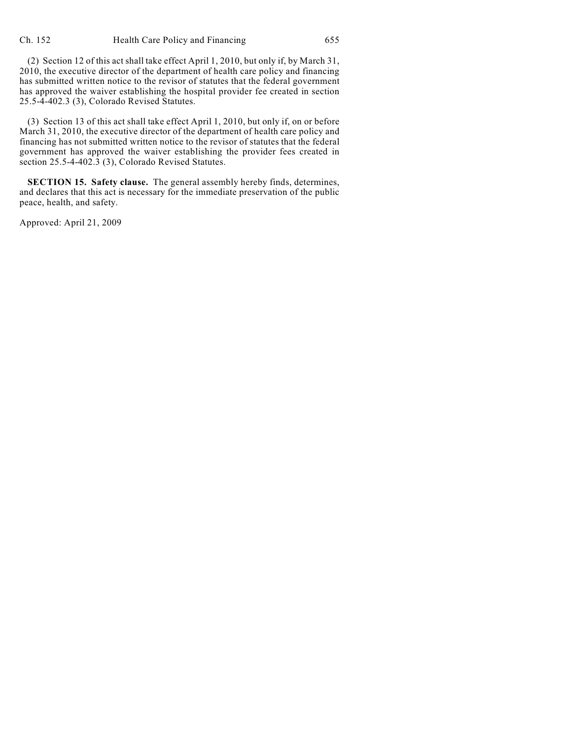(2) Section 12 of this act shall take effect April 1, 2010, but only if, by March 31, 2010, the executive director of the department of health care policy and financing has submitted written notice to the revisor of statutes that the federal government has approved the waiver establishing the hospital provider fee created in section 25.5-4-402.3 (3), Colorado Revised Statutes.

(3) Section 13 of this act shall take effect April 1, 2010, but only if, on or before March 31, 2010, the executive director of the department of health care policy and financing has not submitted written notice to the revisor of statutes that the federal government has approved the waiver establishing the provider fees created in section 25.5-4-402.3 (3), Colorado Revised Statutes.

**SECTION 15. Safety clause.** The general assembly hereby finds, determines, and declares that this act is necessary for the immediate preservation of the public peace, health, and safety.

Approved: April 21, 2009